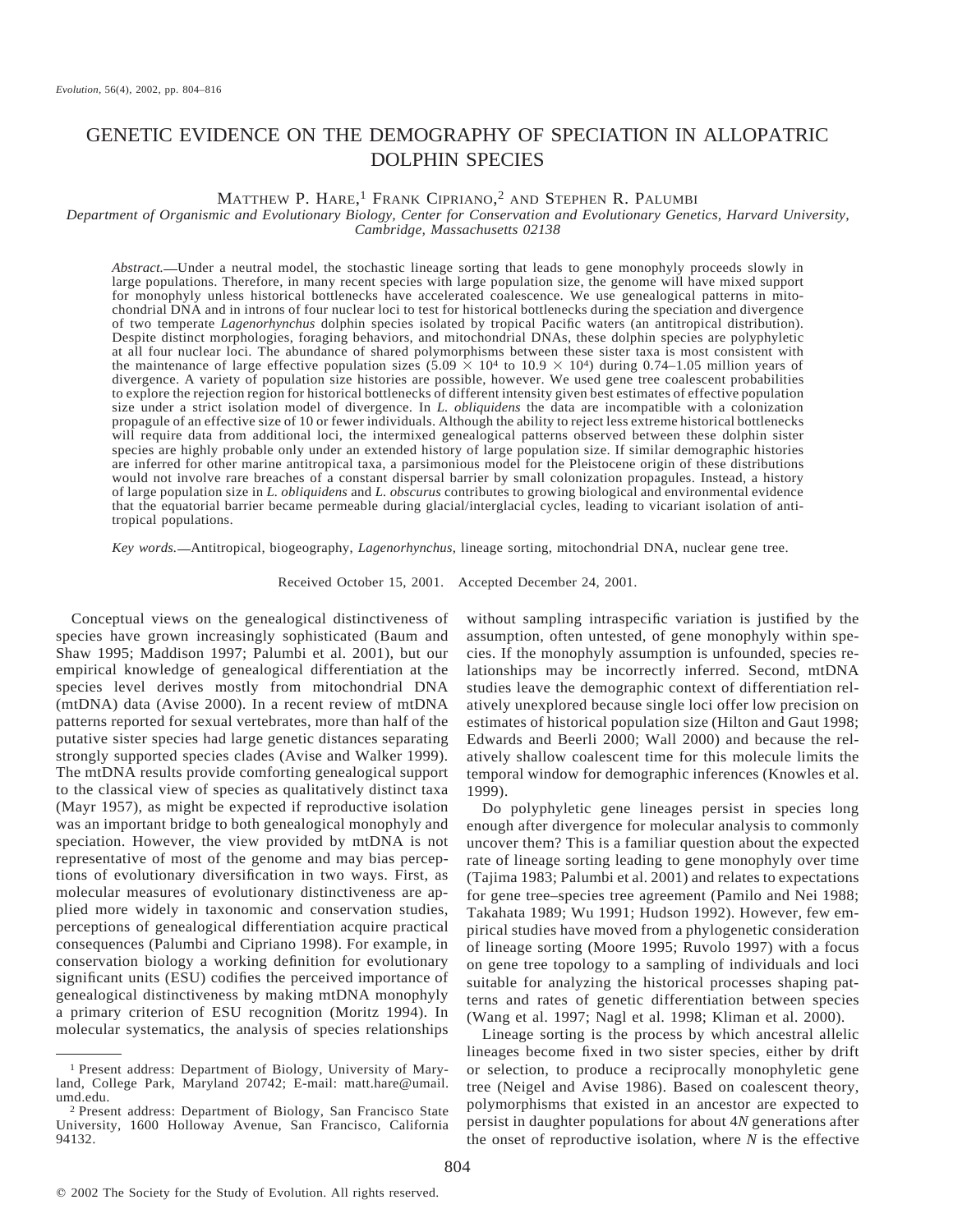# GENETIC EVIDENCE ON THE DEMOGRAPHY OF SPECIATION IN ALLOPATRIC DOLPHIN SPECIES

Matthew P. Hare,[1] Frank Cipriano,[2] and Stephen R. Palumbi

*Department of Organismic and Evolutionary Biology, Center for Conservation and Evolutionary Genetics, Harvard University, Cambridge, Massachusetts 02138*

*Abstract.*—Under a neutral model, the stochastic lineage sorting that leads to gene monophyly proceeds slowly in large populations. Therefore, in many recent species with large population size, the genome will have mixed support for monophyly unless historical bottlenecks have accelerated coalescence. We use genealogical patterns in mitochondrial DNA and in introns of four nuclear loci to test for historical bottlenecks during the speciation and divergence of two temperate *Lagenorhynchus* dolphin species isolated by tropical Pacific waters (an antitropical distribution). Despite distinct morphologies, foraging behaviors, and mitochondrial DNAs, these dolphin species are polyphyletic at all four nuclear loci. The abundance of shared polymorphisms between these sister taxa is most consistent with the maintenance of large effective population sizes ($5.09 \times 10^4$ to $10.9 \times 10^4$) during 0.74–1.05 million years of divergence. A variety of population size histories are possible, however. We used gene tree coalescent probabilities to explore the rejection region for historical bottlenecks of different intensity given best estimates of effective population size under a strict isolation model of divergence. In *L. obliquidens* the data are incompatible with a colonization propagule of an effective size of 10 or fewer individuals. Although the ability to reject less extreme historical bottlenecks will require data from additional loci, the intermixed genealogical patterns observed between these dolphin sister species are highly probable only under an extended history of large population size. If similar demographic histories are inferred for other marine antitropical taxa, a parsimonious model for the Pleistocene origin of these distributions would not involve rare breaches of a constant dispersal barrier by small colonization propagules. Instead, a history of large population size in *L. obliquidens* and *L. obscurus* contributes to growing biological and environmental evidence that the equatorial barrier became permeable during glacial/interglacial cycles, leading to vicariant isolation of antitropical populations.

*Key words.*—Antitropical, biogeography, *Lagenorhynchus*, lineage sorting, mitochondrial DNA, nuclear gene tree.

Received October 15, 2001. Accepted December 24, 2001.

Conceptual views on the genealogical distinctiveness of species have grown increasingly sophisticated (Baum and Shaw 1995; Maddison 1997; Palumbi et al. 2001), but our empirical knowledge of genealogical differentiation at the species level derives mostly from mitochondrial DNA (mtDNA) data (Avise 2000). In a recent review of mtDNA patterns reported for sexual vertebrates, more than half of the putative sister species had large genetic distances separating strongly supported species clades (Avise and Walker 1999). The mtDNA results provide comforting genealogical support to the classical view of species as qualitatively distinct taxa (Mayr 1957), as might be expected if reproductive isolation was an important bridge to both genealogical monophyly and speciation. However, the view provided by mtDNA is not representative of most of the genome and may bias perceptions of evolutionary diversification in two ways. First, as molecular measures of evolutionary distinctiveness are applied more widely in taxonomic and conservation studies, perceptions of genealogical differentiation acquire practical consequences (Palumbi and Cipriano 1998). For example, in conservation biology a working definition for evolutionary significant units (ESU) codifies the perceived importance of genealogical distinctiveness by making mtDNA monophyly a primary criterion of ESU recognition (Moritz 1994). In molecular systematics, the analysis of species relationships without sampling intraspecific variation is justified by the assumption, often untested, of gene monophyly within species. If the monophyly assumption is unfounded, species relationships may be incorrectly inferred. Second, mtDNA studies leave the demographic context of differentiation relatively unexplored because single loci offer low precision on estimates of historical population size (Hilton and Gaut 1998; Edwards and Beerli 2000; Wall 2000) and because the relatively shallow coalescent time for this molecule limits the temporal window for demographic inferences (Knowles et al. 1999).

Do polyphyletic gene lineages persist in species long enough after divergence for molecular analysis to commonly uncover them? This is a familiar question about the expected rate of lineage sorting leading to gene monophyly over time (Tajima 1983; Palumbi et al. 2001) and relates to expectations for gene tree–species tree agreement (Pamilo and Nei 1988; Takahata 1989; Wu 1991; Hudson 1992). However, few empirical studies have moved from a phylogenetic consideration of lineage sorting (Moore 1995; Ruvolo 1997) with a focus on gene tree topology to a sampling of individuals and loci suitable for analyzing the historical processes shaping patterns and rates of genetic differentiation between species (Wang et al. 1997; Nagl et al. 1998; Kliman et al. 2000).

Lineage sorting is the process by which ancestral allelic lineages become fixed in two sister species, either by drift or selection, to produce a reciprocally monophyletic gene tree (Neigel and Avise 1986). Based on coalescent theory, polymorphisms that existed in an ancestor are expected to persist in daughter populations for about $4N$ generations after the onset of reproductive isolation, where $N$ is the effective

[1] Present address: Department of Biology, University of Maryland, College Park, Maryland 20742; E-mail: matt.hare@umail.umd.edu.

[2] Present address: Department of Biology, San Francisco State University, 1600 Holloway Avenue, San Francisco, California 94132.

© 2002 The Society for the Study of Evolution. All rights reserved.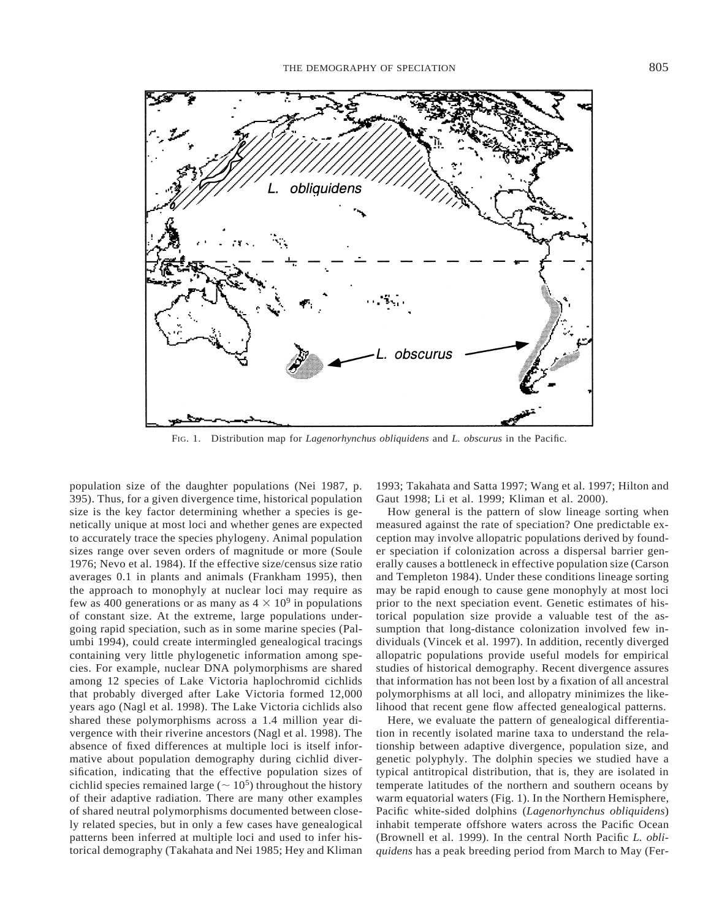FIG. 1. Distribution map for *Lagenorhynchus obliquidens* and *L. obscurus* in the Pacific.

population size of the daughter populations (Nei 1987, p. 395). Thus, for a given divergence time, historical population size is the key factor determining whether a species is genetically unique at most loci and whether genes are expected to accurately trace the species phylogeny. Animal population sizes range over seven orders of magnitude or more (Soule 1976; Nevo et al. 1984). If the effective size/census size ratio averages 0.1 in plants and animals (Frankham 1995), then the approach to monophyly at nuclear loci may require as few as 400 generations or as many as $4 \times 10^9$ in populations of constant size. At the extreme, large populations undergoing rapid speciation, such as in some marine species (Palumbi 1994), could create intermingled genealogical tracings containing very little phylogenetic information among species. For example, nuclear DNA polymorphisms are shared among 12 species of Lake Victoria haplochromid cichlids that probably diverged after Lake Victoria formed 12,000 years ago (Nagl et al. 1998). The Lake Victoria cichlids also shared these polymorphisms across a 1.4 million year divergence with their riverine ancestors (Nagl et al. 1998). The absence of fixed differences at multiple loci is itself informative about population demography during cichlid diversification, indicating that the effective population sizes of cichlid species remained large ($\sim 10^5$) throughout the history of their adaptive radiation. There are many other examples of shared neutral polymorphisms documented between closely related species, but in only a few cases have genealogical patterns been inferred at multiple loci and used to infer historical demography (Takahata and Nei 1985; Hey and Kliman 1993; Takahata and Satta 1997; Wang et al. 1997; Hilton and Gaut 1998; Li et al. 1999; Kliman et al. 2000).

How general is the pattern of slow lineage sorting when measured against the rate of speciation? One predictable exception may involve allopatric populations derived by founder speciation if colonization across a dispersal barrier generally causes a bottleneck in effective population size (Carson and Templeton 1984). Under these conditions lineage sorting may be rapid enough to cause gene monophyly at most loci prior to the next speciation event. Genetic estimates of historical population size provide a valuable test of the assumption that long-distance colonization involved few individuals (Vincek et al. 1997). In addition, recently diverged allopatric populations provide useful models for empirical studies of historical demography. Recent divergence assures that information has not been lost by a fixation of all ancestral polymorphisms at all loci, and allopatry minimizes the likelihood that recent gene flow affected genealogical patterns.

Here, we evaluate the pattern of genealogical differentiation in recently isolated marine taxa to understand the relationship between adaptive divergence, population size, and genetic polyphyly. The dolphin species we studied have a typical antitropical distribution, that is, they are isolated in temperate latitudes of the northern and southern oceans by warm equatorial waters (Fig. 1). In the Northern Hemisphere, Pacific white-sided dolphins (*Lagenorhynchus obliquidens*) inhabit temperate offshore waters across the Pacific Ocean (Brownell et al. 1999). In the central North Pacific *L. obliquidens* has a peak breeding period from March to May (Fer-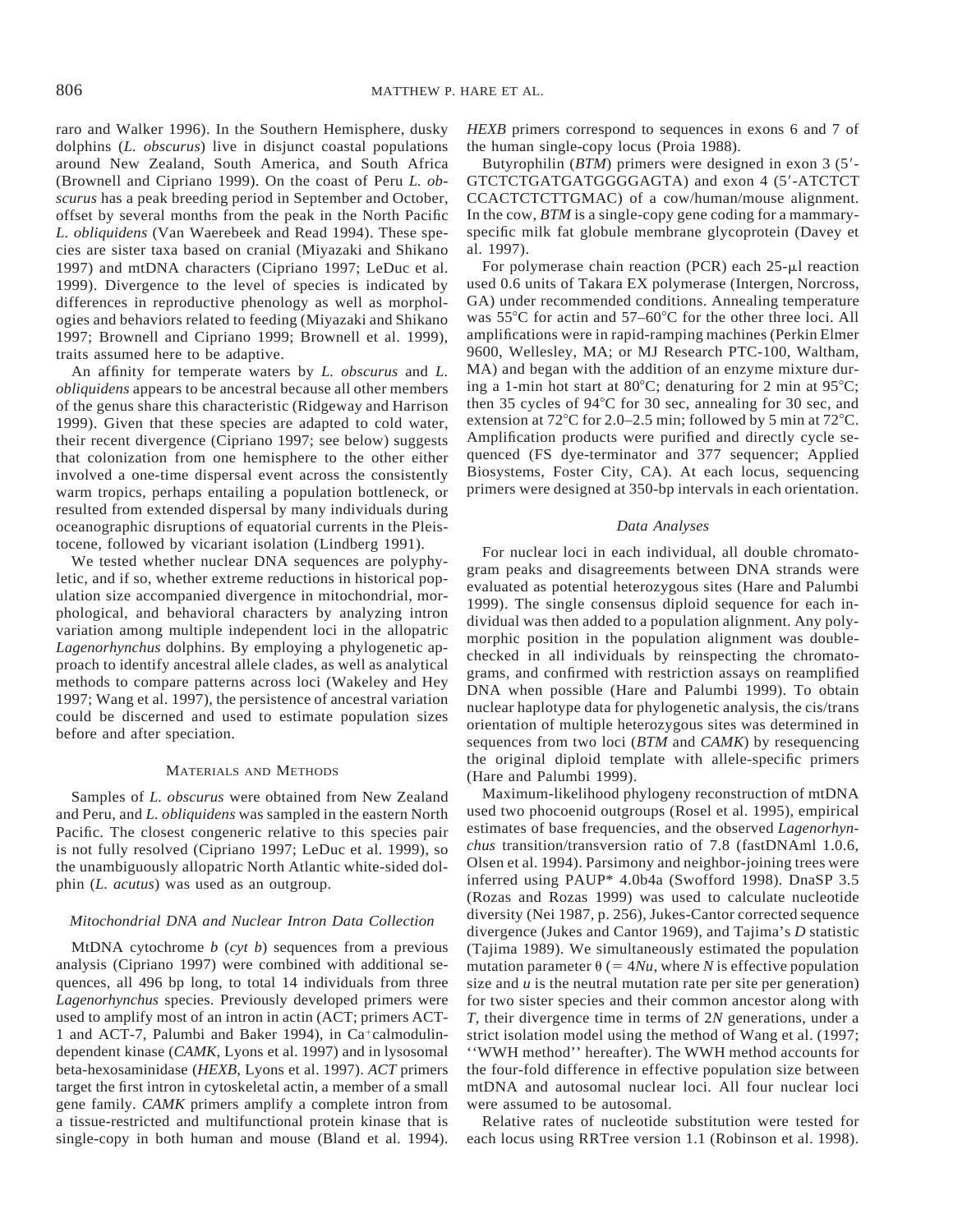raro and Walker 1996). In the Southern Hemisphere, dusky dolphins (*L. obscurus*) live in disjunct coastal populations around New Zealand, South America, and South Africa (Brownell and Cipriano 1999). On the coast of Peru *L. obscurus* has a peak breeding period in September and October, offset by several months from the peak in the North Pacific *L. obliquidens* (Van Waerebeek and Read 1994). These species are sister taxa based on cranial (Miyazaki and Shikano 1997) and mtDNA characters (Cipriano 1997; LeDuc et al. 1999). Divergence to the level of species is indicated by differences in reproductive phenology as well as morphologies and behaviors related to feeding (Miyazaki and Shikano 1997; Brownell and Cipriano 1999; Brownell et al. 1999), traits assumed here to be adaptive.

An affinity for temperate waters by *L. obscurus* and *L. obliquidens* appears to be ancestral because all other members of the genus share this characteristic (Ridgeway and Harrison 1999). Given that these species are adapted to cold water, their recent divergence (Cipriano 1997; see below) suggests that colonization from one hemisphere to the other either involved a one-time dispersal event across the consistently warm tropics, perhaps entailing a population bottleneck, or resulted from extended dispersal by many individuals during oceanographic disruptions of equatorial currents in the Pleistocene, followed by vicariant isolation (Lindberg 1991).

We tested whether nuclear DNA sequences are polyphyletic, and if so, whether extreme reductions in historical population size accompanied divergence in mitochondrial, morphological, and behavioral characters by analyzing intron variation among multiple independent loci in the allopatric *Lagenorhynchus* dolphins. By employing a phylogenetic approach to identify ancestral allele clades, as well as analytical methods to compare patterns across loci (Wakeley and Hey 1997; Wang et al. 1997), the persistence of ancestral variation could be discerned and used to estimate population sizes before and after speciation.

## Materials and Methods

Samples of *L. obscurus* were obtained from New Zealand and Peru, and *L. obliquidens* was sampled in the eastern North Pacific. The closest congeneric relative to this species pair is not fully resolved (Cipriano 1997; LeDuc et al. 1999), so the unambiguously allopatric North Atlantic white-sided dolphin (*L. acutus*) was used as an outgroup.

### Mitochondrial DNA and Nuclear Intron Data Collection

MtDNA cytochrome *b* (*cyt b*) sequences from a previous analysis (Cipriano 1997) were combined with additional sequences, all 496 bp long, to total 14 individuals from three *Lagenorhynchus* species. Previously developed primers were used to amplify most of an intron in actin (ACT; primers ACT-1 and ACT-7, Palumbi and Baker 1994), in Ca+calmodulin-dependent kinase (*CAMK*, Lyons et al. 1997) and in lysosomal beta-hexosaminidase (*HEXB*, Lyons et al. 1997). *ACT* primers target the first intron in cytoskeletal actin, a member of a small gene family. *CAMK* primers amplify a complete intron from a tissue-restricted and multifunctional protein kinase that is single-copy in both human and mouse (Bland et al. 1994). *HEXB* primers correspond to sequences in exons 6 and 7 of the human single-copy locus (Proia 1988).

Butyrophilin (*BTM*) primers were designed in exon 3 (5′-GTCTCTGATGATGGGGAGTA) and exon 4 (5′-ATCTCT CCACTCTCTTGMAC) of a cow/human/mouse alignment. In the cow, *BTM* is a single-copy gene coding for a mammary-specific milk fat globule membrane glycoprotein (Davey et al. 1997).

For polymerase chain reaction (PCR) each 25-μl reaction used 0.6 units of Takara EX polymerase (Intergen, Norcross, GA) under recommended conditions. Annealing temperature was 55°C for actin and 57–60°C for the other three loci. All amplifications were in rapid-ramping machines (Perkin Elmer 9600, Wellesley, MA; or MJ Research PTC-100, Waltham, MA) and began with the addition of an enzyme mixture during a 1-min hot start at 80°C; denaturing for 2 min at 95°C; then 35 cycles of 94°C for 30 sec, annealing for 30 sec, and extension at 72°C for 2.0–2.5 min; followed by 5 min at 72°C. Amplification products were purified and directly cycle sequenced (FS dye-terminator and 377 sequencer; Applied Biosystems, Foster City, CA). At each locus, sequencing primers were designed at 350-bp intervals in each orientation.

### Data Analyses

For nuclear loci in each individual, all double chromatogram peaks and disagreements between DNA strands were evaluated as potential heterozygous sites (Hare and Palumbi 1999). The single consensus diploid sequence for each individual was then added to a population alignment. Any polymorphic position in the population alignment was double-checked in all individuals by reinspecting the chromatograms, and confirmed with restriction assays on reamplified DNA when possible (Hare and Palumbi 1999). To obtain nuclear haplotype data for phylogenetic analysis, the cis/trans orientation of multiple heterozygous sites was determined in sequences from two loci (*BTM* and *CAMK*) by resequencing the original diploid template with allele-specific primers (Hare and Palumbi 1999).

Maximum-likelihood phylogeny reconstruction of mtDNA used two phocoenid outgroups (Rosel et al. 1995), empirical estimates of base frequencies, and the observed *Lagenorhynchus* transition/transversion ratio of 7.8 (fastDNAml 1.0.6, Olsen et al. 1994). Parsimony and neighbor-joining trees were inferred using PAUP* 4.0b4a (Swofford 1998). DnaSP 3.5 (Rozas and Rozas 1999) was used to calculate nucleotide diversity (Nei 1987, p. 256), Jukes-Cantor corrected sequence divergence (Jukes and Cantor 1969), and Tajima's *D* statistic (Tajima 1989). We simultaneously estimated the population mutation parameter $\theta$ ($= 4Nu$, where $N$ is effective population size and $u$ is the neutral mutation rate per site per generation) for two sister species and their common ancestor along with $T$, their divergence time in terms of $2N$ generations, under a strict isolation model using the method of Wang et al. (1997; ''WWH method'' hereafter). The WWH method accounts for the four-fold difference in effective population size between mtDNA and autosomal nuclear loci. All four nuclear loci were assumed to be autosomal.

Relative rates of nucleotide substitution were tested for each locus using RRTree version 1.1 (Robinson et al. 1998).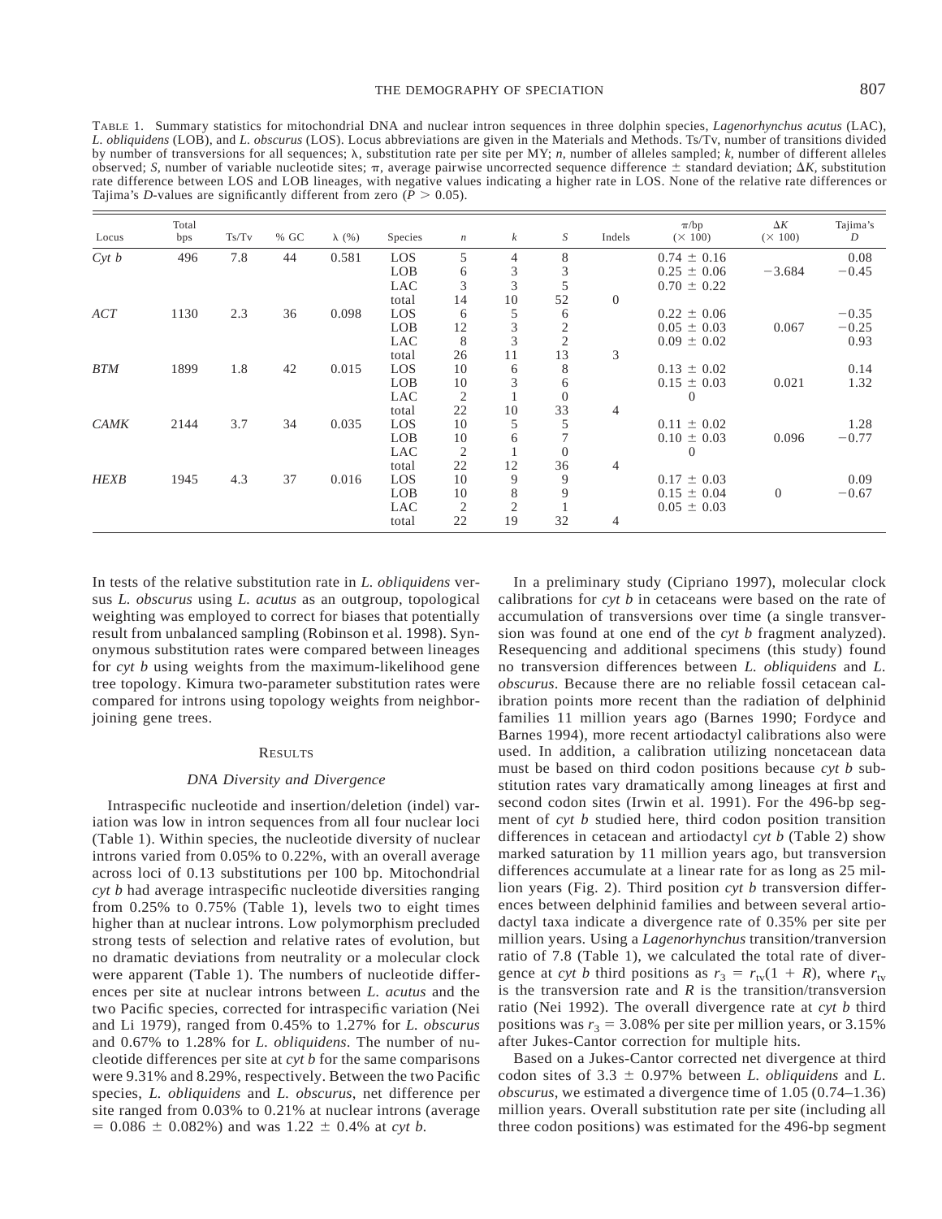TABLE 1. Summary statistics for mitochondrial DNA and nuclear intron sequences in three dolphin species, *Lagenorhynchus acutus* (LAC), *L. obliquidens* (LOB), and *L. obscurus* (LOS). Locus abbreviations are given in the Materials and Methods. Ts/Tv, number of transitions divided by number of transversions for all sequences; $\lambda$, substitution rate per site per MY; *n*, number of alleles sampled; *k*, number of different alleles observed; *S*, number of variable nucleotide sites; $\pi$, average pairwise uncorrected sequence difference $\pm$ standard deviation; $\Delta K$, substitution rate difference between LOS and LOB lineages, with negative values indicating a higher rate in LOS. None of the relative rate differences or Tajima's *D*-values are significantly different from zero ($P > 0.05$).

| Locus | Total bps | Ts/Tv | % GC | $\lambda$ (%) | Species | *n* | *k* | *S* | Indels | $\pi$/bp ($\times$ 100) | $\Delta K$ ($\times$ 100) | Tajima's *D* |
|---|---|---|---|---|---|---|---|---|---|---|---|---|
| *Cyt b* | 496 | 7.8 | 44 | 0.581 | LOS | 5 | 4 | 8 | | 0.74 $\pm$ 0.16 | | 0.08 |
| | | | | | LOB | 6 | 3 | 3 | | 0.25 $\pm$ 0.06 | −3.684 | −0.45 |
| | | | | | LAC | 3 | 3 | 5 | | 0.70 $\pm$ 0.22 | | |
| | | | | | total | 14 | 10 | 52 | 0 | | | |
| *ACT* | 1130 | 2.3 | 36 | 0.098 | LOS | 6 | 5 | 6 | | 0.22 $\pm$ 0.06 | | −0.35 |
| | | | | | LOB | 12 | 3 | 2 | | 0.05 $\pm$ 0.03 | 0.067 | −0.25 |
| | | | | | LAC | 8 | 3 | 2 | | 0.09 $\pm$ 0.02 | | 0.93 |
| | | | | | total | 26 | 11 | 13 | 3 | | | |
| *BTM* | 1899 | 1.8 | 42 | 0.015 | LOS | 10 | 6 | 8 | | 0.13 $\pm$ 0.02 | | 0.14 |
| | | | | | LOB | 10 | 3 | 6 | | 0.15 $\pm$ 0.03 | 0.021 | 1.32 |
| | | | | | LAC | 2 | 1 | 0 | | 0 | | |
| | | | | | total | 22 | 10 | 33 | 4 | | | |
| *CAMK* | 2144 | 3.7 | 34 | 0.035 | LOS | 10 | 5 | 5 | | 0.11 $\pm$ 0.02 | | 1.28 |
| | | | | | LOB | 10 | 6 | 7 | | 0.10 $\pm$ 0.03 | 0.096 | −0.77 |
| | | | | | LAC | 2 | 1 | 0 | | 0 | | |
| | | | | | total | 22 | 12 | 36 | 4 | | | |
| *HEXB* | 1945 | 4.3 | 37 | 0.016 | LOS | 10 | 9 | 9 | | 0.17 $\pm$ 0.03 | | 0.09 |
| | | | | | LOB | 10 | 8 | 9 | | 0.15 $\pm$ 0.04 | 0 | −0.67 |
| | | | | | LAC | 2 | 2 | 1 | | 0.05 $\pm$ 0.03 | | |
| | | | | | total | 22 | 19 | 32 | 4 | | | |

In tests of the relative substitution rate in *L. obliquidens* versus *L. obscurus* using *L. acutus* as an outgroup, topological weighting was employed to correct for biases that potentially result from unbalanced sampling (Robinson et al. 1998). Synonymous substitution rates were compared between lineages for *cyt b* using weights from the maximum-likelihood gene tree topology. Kimura two-parameter substitution rates were compared for introns using topology weights from neighbor-joining gene trees.

## RESULTS

### *DNA Diversity and Divergence*

Intraspecific nucleotide and insertion/deletion (indel) variation was low in intron sequences from all four nuclear loci (Table 1). Within species, the nucleotide diversity of nuclear introns varied from 0.05% to 0.22%, with an overall average across loci of 0.13 substitutions per 100 bp. Mitochondrial *cyt b* had average intraspecific nucleotide diversities ranging from 0.25% to 0.75% (Table 1), levels two to eight times higher than at nuclear introns. Low polymorphism precluded strong tests of selection and relative rates of evolution, but no dramatic deviations from neutrality or a molecular clock were apparent (Table 1). The numbers of nucleotide differences per site at nuclear introns between *L. acutus* and the two Pacific species, corrected for intraspecific variation (Nei and Li 1979), ranged from 0.45% to 1.27% for *L. obscurus* and 0.67% to 1.28% for *L. obliquidens*. The number of nucleotide differences per site at *cyt b* for the same comparisons were 9.31% and 8.29%, respectively. Between the two Pacific species, *L. obliquidens* and *L. obscurus*, net difference per site ranged from 0.03% to 0.21% at nuclear introns (average = 0.086 $\pm$ 0.082%) and was 1.22 $\pm$ 0.4% at *cyt b*.

In a preliminary study (Cipriano 1997), molecular clock calibrations for *cyt b* in cetaceans were based on the rate of accumulation of transversions over time (a single transversion was found at one end of the *cyt b* fragment analyzed). Resequencing and additional specimens (this study) found no transversion differences between *L. obliquidens* and *L. obscurus*. Because there are no reliable fossil cetacean calibration points more recent than the radiation of delphinid families 11 million years ago (Barnes 1990; Fordyce and Barnes 1994), more recent artiodactyl calibrations also were used. In addition, a calibration utilizing noncetacean data must be based on third codon positions because *cyt b* substitution rates vary dramatically among lineages at first and second codon sites (Irwin et al. 1991). For the 496-bp segment of *cyt b* studied here, third codon position transition differences in cetacean and artiodactyl *cyt b* (Table 2) show marked saturation by 11 million years ago, but transversion differences accumulate at a linear rate for as long as 25 million years (Fig. 2). Third position *cyt b* transversion differences between delphinid families and between several artiodactyl taxa indicate a divergence rate of 0.35% per site per million years. Using a *Lagenorhynchus* transition/tranversion ratio of 7.8 (Table 1), we calculated the total rate of divergence at *cyt b* third positions as $r_3 = r_{tv}(1 + R)$, where $r_{tv}$ is the transversion rate and $R$ is the transition/transversion ratio (Nei 1992). The overall divergence rate at *cyt b* third positions was $r_3 = 3.08\%$ per site per million years, or 3.15% after Jukes-Cantor correction for multiple hits.

Based on a Jukes-Cantor corrected net divergence at third codon sites of 3.3 $\pm$ 0.97% between *L. obliquidens* and *L. obscurus*, we estimated a divergence time of 1.05 (0.74–1.36) million years. Overall substitution rate per site (including all three codon positions) was estimated for the 496-bp segment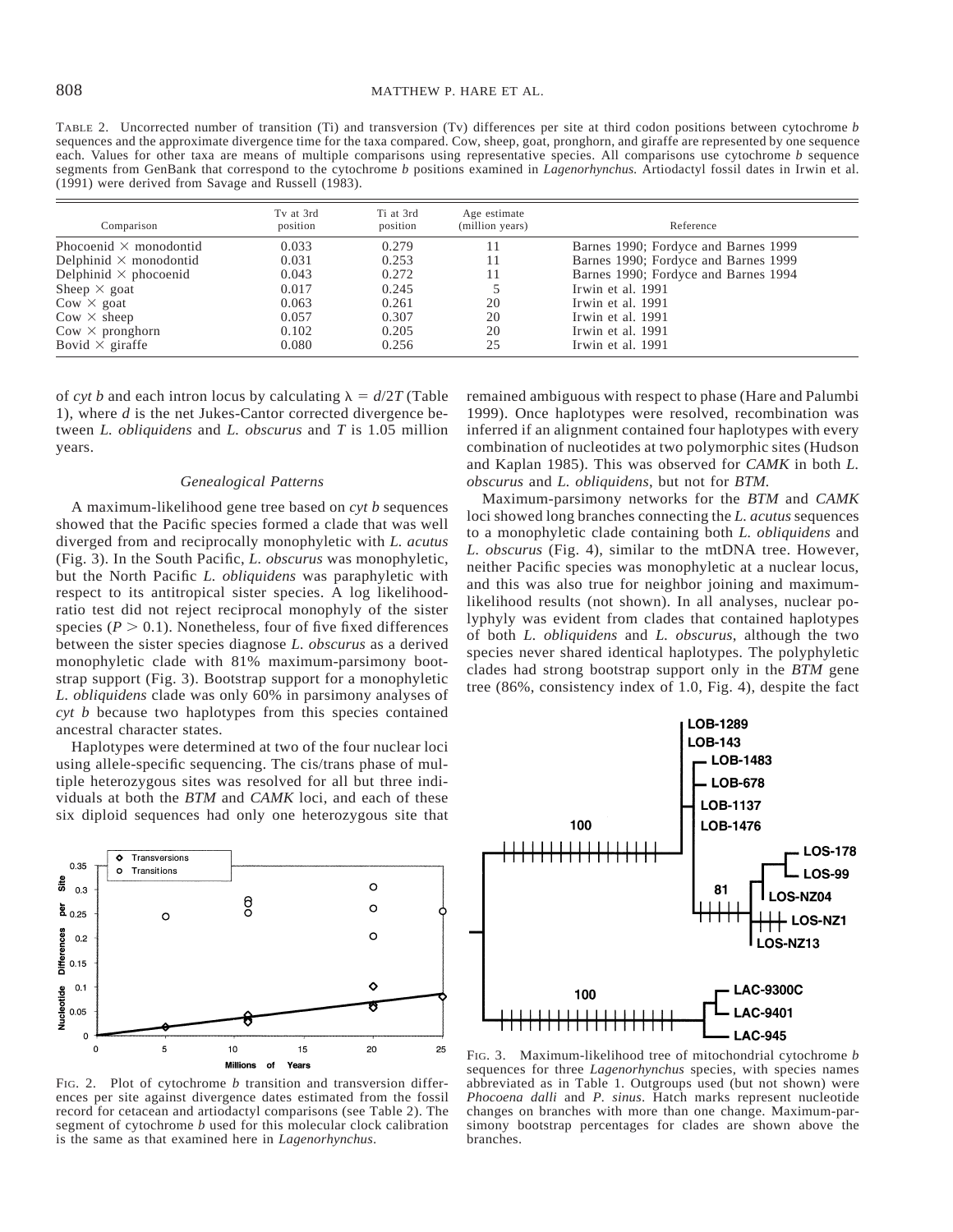TABLE 2. Uncorrected number of transition (Ti) and transversion (Tv) differences per site at third codon positions between cytochrome *b* sequences and the approximate divergence time for the taxa compared. Cow, sheep, goat, pronghorn, and giraffe are represented by one sequence each. Values for other taxa are means of multiple comparisons using representative species. All comparisons use cytochrome *b* sequence segments from GenBank that correspond to the cytochrome *b* positions examined in *Lagenorhynchus.* Artiodactyl fossil dates in Irwin et al. (1991) were derived from Savage and Russell (1983).

| Comparison | Tv at 3rd position | Ti at 3rd position | Age estimate (million years) | Reference |
|---|---|---|---|---|
| Phocoenid × monodontid | 0.033 | 0.279 | 11 | Barnes 1990; Fordyce and Barnes 1999 |
| Delphinid × monodontid | 0.031 | 0.253 | 11 | Barnes 1990; Fordyce and Barnes 1999 |
| Delphinid × phocoenid | 0.043 | 0.272 | 11 | Barnes 1990; Fordyce and Barnes 1994 |
| Sheep × goat | 0.017 | 0.245 | 5 | Irwin et al. 1991 |
| Cow × goat | 0.063 | 0.261 | 20 | Irwin et al. 1991 |
| Cow × sheep | 0.057 | 0.307 | 20 | Irwin et al. 1991 |
| Cow × pronghorn | 0.102 | 0.205 | 20 | Irwin et al. 1991 |
| Bovid × giraffe | 0.080 | 0.256 | 25 | Irwin et al. 1991 |

of *cyt b* and each intron locus by calculating $\lambda = d/2T$ (Table 1), where $d$ is the net Jukes-Cantor corrected divergence between *L. obliquidens* and *L. obscurus* and $T$ is 1.05 million years.

### *Genealogical Patterns*

A maximum-likelihood gene tree based on *cyt b* sequences showed that the Pacific species formed a clade that was well diverged from and reciprocally monophyletic with *L. acutus* (Fig. 3). In the South Pacific, *L. obscurus* was monophyletic, but the North Pacific *L. obliquidens* was paraphyletic with respect to its antitropical sister species. A log likelihood-ratio test did not reject reciprocal monophyly of the sister species ($P > 0.1$). Nonetheless, four of five fixed differences between the sister species diagnose *L. obscurus* as a derived monophyletic clade with 81% maximum-parsimony bootstrap support (Fig. 3). Bootstrap support for a monophyletic *L. obliquidens* clade was only 60% in parsimony analyses of *cyt b* because two haplotypes from this species contained ancestral character states.

Haplotypes were determined at two of the four nuclear loci using allele-specific sequencing. The cis/trans phase of multiple heterozygous sites was resolved for all but three individuals at both the *BTM* and *CAMK* loci, and each of these six diploid sequences had only one heterozygous site that remained ambiguous with respect to phase (Hare and Palumbi 1999). Once haplotypes were resolved, recombination was inferred if an alignment contained four haplotypes with every combination of nucleotides at two polymorphic sites (Hudson and Kaplan 1985). This was observed for *CAMK* in both *L. obscurus* and *L. obliquidens*, but not for *BTM.*

Maximum-parsimony networks for the *BTM* and *CAMK* loci showed long branches connecting the *L. acutus* sequences to a monophyletic clade containing both *L. obliquidens* and *L. obscurus* (Fig. 4), similar to the mtDNA tree. However, neither Pacific species was monophyletic at a nuclear locus, and this was also true for neighbor joining and maximum-likelihood results (not shown). In all analyses, nuclear polyphyly was evident from clades that contained haplotypes of both *L. obliquidens* and *L. obscurus*, although the two species never shared identical haplotypes. The polyphyletic clades had strong bootstrap support only in the *BTM* gene tree (86%, consistency index of 1.0, Fig. 4), despite the fact

FIG. 2. Plot of cytochrome *b* transition and transversion differences per site against divergence dates estimated from the fossil record for cetacean and artiodactyl comparisons (see Table 2). The segment of cytochrome *b* used for this molecular clock calibration is the same as that examined here in *Lagenorhynchus*.

FIG. 3. Maximum-likelihood tree of mitochondrial cytochrome *b* sequences for three *Lagenorhynchus* species, with species names abbreviated as in Table 1. Outgroups used (but not shown) were *Phocoena dalli* and *P. sinus*. Hatch marks represent nucleotide changes on branches with more than one change. Maximum-parsimony bootstrap percentages for clades are shown above the branches.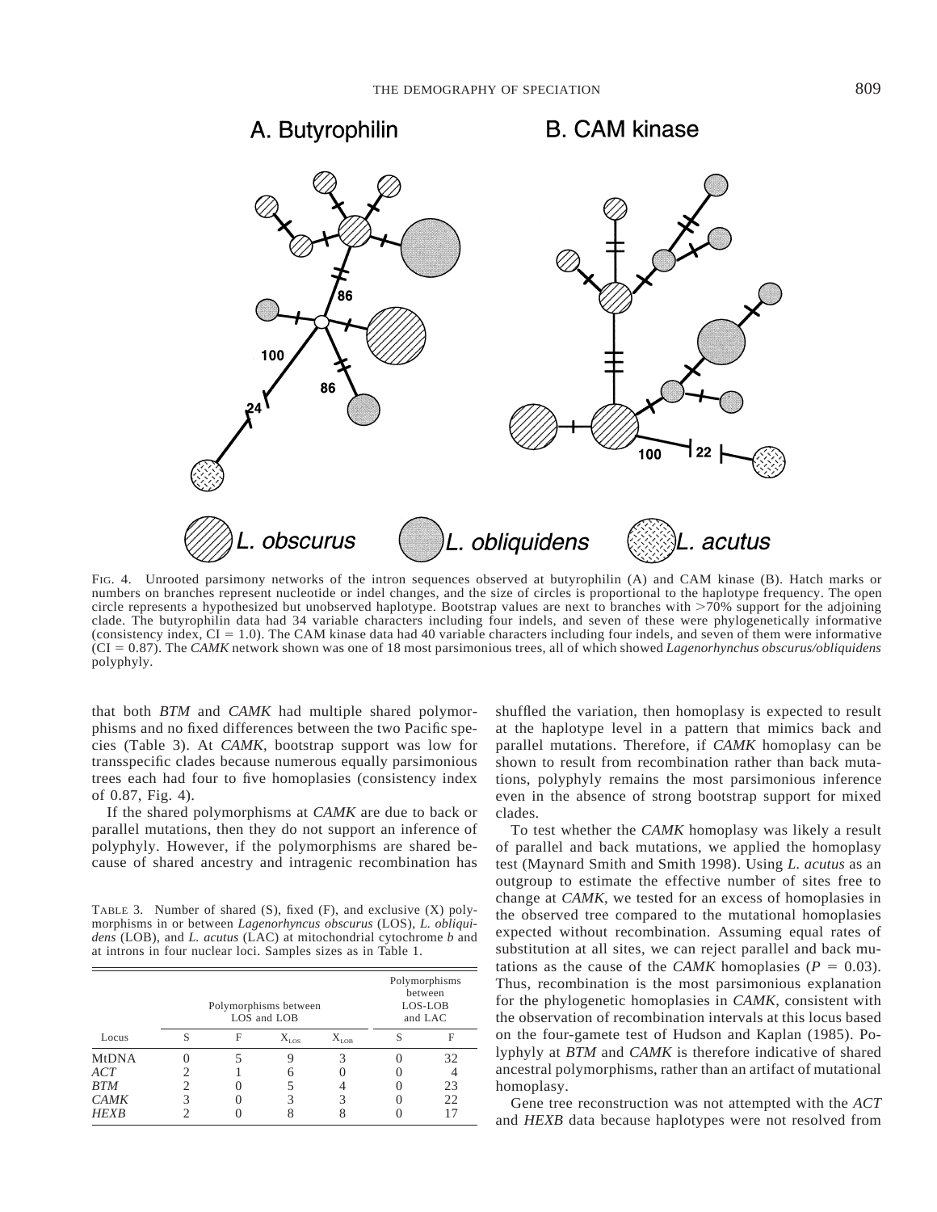FIG. 4. Unrooted parsimony networks of the intron sequences observed at butyrophilin (A) and CAM kinase (B). Hatch marks or numbers on branches represent nucleotide or indel changes, and the size of circles is proportional to the haplotype frequency. The open circle represents a hypothesized but unobserved haplotype. Bootstrap values are next to branches with >70% support for the adjoining clade. The butyrophilin data had 34 variable characters including four indels, and seven of these were phylogenetically informative (consistency index, CI = 1.0). The CAM kinase data had 40 variable characters including four indels, and seven of them were informative (CI = 0.87). The *CAMK* network shown was one of 18 most parsimonious trees, all of which showed *Lagenorhynchus obscurus/obliquidens* polyphyly.

that both *BTM* and *CAMK* had multiple shared polymorphisms and no fixed differences between the two Pacific species (Table 3). At *CAMK*, bootstrap support was low for transspecific clades because numerous equally parsimonious trees each had four to five homoplasies (consistency index of 0.87, Fig. 4).

If the shared polymorphisms at *CAMK* are due to back or parallel mutations, then they do not support an inference of polyphyly. However, if the polymorphisms are shared because of shared ancestry and intragenic recombination has shuffled the variation, then homoplasy is expected to result at the haplotype level in a pattern that mimics back and parallel mutations. Therefore, if *CAMK* homoplasy can be shown to result from recombination rather than back mutations, polyphyly remains the most parsimonious inference even in the absence of strong bootstrap support for mixed clades.

To test whether the *CAMK* homoplasy was likely a result of parallel and back mutations, we applied the homoplasy test (Maynard Smith and Smith 1998). Using *L. acutus* as an outgroup to estimate the effective number of sites free to change at *CAMK*, we tested for an excess of homoplasies in the observed tree compared to the mutational homoplasies expected without recombination. Assuming equal rates of substitution at all sites, we can reject parallel and back mutations as the cause of the *CAMK* homoplasies ($P = 0.03$). Thus, recombination is the most parsimonious explanation for the phylogenetic homoplasies in *CAMK*, consistent with the observation of recombination intervals at this locus based on the four-gamete test of Hudson and Kaplan (1985). Polyphyly at *BTM* and *CAMK* is therefore indicative of shared ancestral polymorphisms, rather than an artifact of mutational homoplasy.

TABLE 3. Number of shared (S), fixed (F), and exclusive (X) polymorphisms in or between *Lagenorhyncus obscurus* (LOS), *L. obliquidens* (LOB), and *L. acutus* (LAC) at mitochondrial cytochrome *b* and at introns in four nuclear loci. Samples sizes as in Table 1.

| | Polymorphisms between LOS and LOB | | | | Polymorphisms between LOS-LOB and LAC | |
|---|---|---|---|---|---|---|
| Locus | S | F | $X_{LOS}$ | $X_{LOB}$ | S | F |
| MtDNA | 0 | 5 | 9 | 3 | 0 | 32 |
| *ACT* | 2 | 1 | 6 | 0 | 0 | 4 |
| *BTM* | 2 | 0 | 5 | 4 | 0 | 23 |
| *CAMK* | 3 | 0 | 3 | 3 | 0 | 22 |
| *HEXB* | 2 | 0 | 8 | 8 | 0 | 17 |

Gene tree reconstruction was not attempted with the *ACT* and *HEXB* data because haplotypes were not resolved from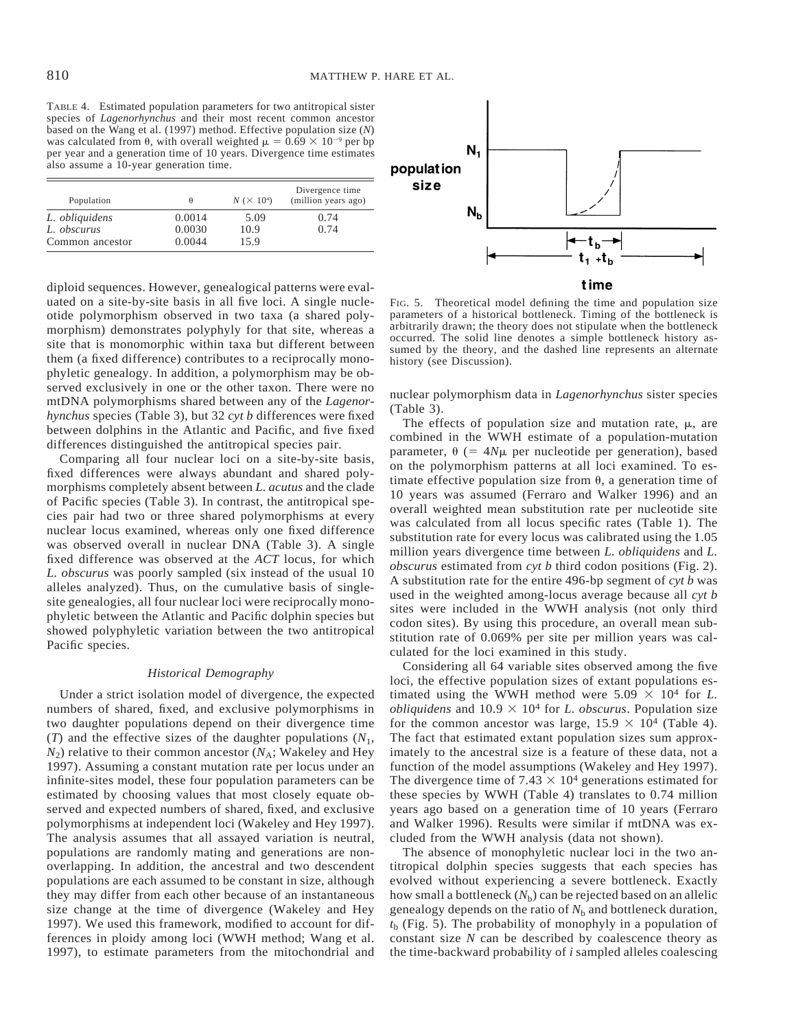TABLE 4. Estimated population parameters for two antitropical sister species of *Lagenorhynchus* and their most recent common ancestor based on the Wang et al. (1997) method. Effective population size (*N*) was calculated from θ, with overall weighted $\mu = 0.69 \times 10^{-9}$ per bp per year and a generation time of 10 years. Divergence time estimates also assume a 10-year generation time.

| Population | θ | $N$ ($\times 10^4$) | Divergence time (million years ago) |
|---|---|---|---|
| *L. obliquidens* | 0.0014 | 5.09 | 0.74 |
| *L. obscurus* | 0.0030 | 10.9 | 0.74 |
| Common ancestor | 0.0044 | 15.9 | |

diploid sequences. However, genealogical patterns were evaluated on a site-by-site basis in all five loci. A single nucleotide polymorphism observed in two taxa (a shared polymorphism) demonstrates polyphyly for that site, whereas a site that is monomorphic within taxa but different between them (a fixed difference) contributes to a reciprocally monophyletic genealogy. In addition, a polymorphism may be observed exclusively in one or the other taxon. There were no mtDNA polymorphisms shared between any of the *Lagenorhynchus* species (Table 3), but 32 *cyt b* differences were fixed between dolphins in the Atlantic and Pacific, and five fixed differences distinguished the antitropical species pair.

Comparing all four nuclear loci on a site-by-site basis, fixed differences were always abundant and shared polymorphisms completely absent between *L. acutus* and the clade of Pacific species (Table 3). In contrast, the antitropical species pair had two or three shared polymorphisms at every nuclear locus examined, whereas only one fixed difference was observed overall in nuclear DNA (Table 3). A single fixed difference was observed at the *ACT* locus, for which *L. obscurus* was poorly sampled (six instead of the usual 10 alleles analyzed). Thus, on the cumulative basis of single-site genealogies, all four nuclear loci were reciprocally monophyletic between the Atlantic and Pacific dolphin species but showed polyphyletic variation between the two antitropical Pacific species.

### *Historical Demography*

Under a strict isolation model of divergence, the expected numbers of shared, fixed, and exclusive polymorphisms in two daughter populations depend on their divergence time ($T$) and the effective sizes of the daughter populations ($N_1$, $N_2$) relative to their common ancestor ($N_A$; Wakeley and Hey 1997). Assuming a constant mutation rate per locus under an infinite-sites model, these four population parameters can be estimated by choosing values that most closely equate observed and expected numbers of shared, fixed, and exclusive polymorphisms at independent loci (Wakeley and Hey 1997). The analysis assumes that all assayed variation is neutral, populations are randomly mating and generations are nonoverlapping. In addition, the ancestral and two descendent populations are each assumed to be constant in size, although they may differ from each other because of an instantaneous size change at the time of divergence (Wakeley and Hey 1997). We used this framework, modified to account for differences in ploidy among loci (WWH method; Wang et al. 1997), to estimate parameters from the mitochondrial and nuclear polymorphism data in *Lagenorhynchus* sister species (Table 3).

FIG. 5. Theoretical model defining the time and population size parameters of a historical bottleneck. Timing of the bottleneck is arbitrarily drawn; the theory does not stipulate when the bottleneck occurred. The solid line denotes a simple bottleneck history assumed by the theory, and the dashed line represents an alternate history (see Discussion).

The effects of population size and mutation rate, μ, are combined in the WWH estimate of a population-mutation parameter, θ ($= 4N\mu$ per nucleotide per generation), based on the polymorphism patterns at all loci examined. To estimate effective population size from θ, a generation time of 10 years was assumed (Ferraro and Walker 1996) and an overall weighted mean substitution rate per nucleotide site was calculated from all locus specific rates (Table 1). The substitution rate for every locus was calibrated using the 1.05 million years divergence time between *L. obliquidens* and *L. obscurus* estimated from *cyt b* third codon positions (Fig. 2). A substitution rate for the entire 496-bp segment of *cyt b* was used in the weighted among-locus average because all *cyt b* sites were included in the WWH analysis (not only third codon sites). By using this procedure, an overall mean substitution rate of 0.069% per site per million years was calculated for the loci examined in this study.

Considering all 64 variable sites observed among the five loci, the effective population sizes of extant populations estimated using the WWH method were $5.09 \times 10^4$ for *L. obliquidens* and $10.9 \times 10^4$ for *L. obscurus*. Population size for the common ancestor was large, $15.9 \times 10^4$ (Table 4). The fact that estimated extant population sizes sum approximately to the ancestral size is a feature of these data, not a function of the model assumptions (Wakeley and Hey 1997). The divergence time of $7.43 \times 10^4$ generations estimated for these species by WWH (Table 4) translates to 0.74 million years ago based on a generation time of 10 years (Ferraro and Walker 1996). Results were similar if mtDNA was excluded from the WWH analysis (data not shown).

The absence of monophyletic nuclear loci in the two antitropical dolphin species suggests that each species has evolved without experiencing a severe bottleneck. Exactly how small a bottleneck ($N_b$) can be rejected based on an allelic genealogy depends on the ratio of $N_b$ and bottleneck duration, $t_b$ (Fig. 5). The probability of monophyly in a population of constant size $N$ can be described by coalescence theory as the time-backward probability of $i$ sampled alleles coalescing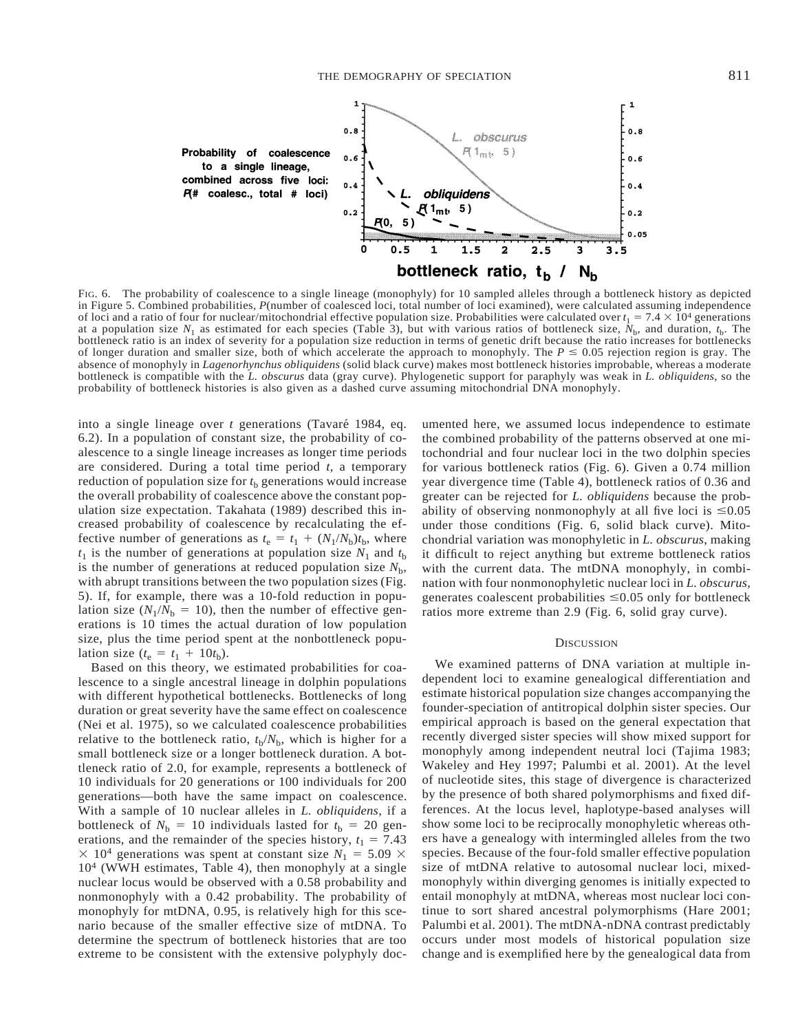FIG. 6. The probability of coalescence to a single lineage (monophyly) for 10 sampled alleles through a bottleneck history as depicted in Figure 5. Combined probabilities, $P$(number of coalesced loci, total number of loci examined), were calculated assuming independence of loci and a ratio of four for nuclear/mitochondrial effective population size. Probabilities were calculated over $t_1 = 7.4 \times 10^4$ generations at a population size $N_1$ as estimated for each species (Table 3), but with various ratios of bottleneck size, $N_b$, and duration, $t_b$. The bottleneck ratio is an index of severity for a population size reduction in terms of genetic drift because the ratio increases for bottlenecks of longer duration and smaller size, both of which accelerate the approach to monophyly. The $P \leq 0.05$ rejection region is gray. The absence of monophyly in *Lagenorhynchus obliquidens* (solid black curve) makes most bottleneck histories improbable, whereas a moderate bottleneck is compatible with the *L. obscurus* data (gray curve). Phylogenetic support for paraphyly was weak in *L. obliquidens*, so the probability of bottleneck histories is also given as a dashed curve assuming mitochondrial DNA monophyly.

into a single lineage over $t$ generations (Tavaré 1984, eq. 6.2). In a population of constant size, the probability of coalescence to a single lineage increases as longer time periods are considered. During a total time $t$, a temporary reduction of population size for $t_b$ generations would increase the overall probability of coalescence above the constant population size expectation. Takahata (1989) described this increased probability of coalescence by recalculating the effective number of generations as $t_e = t_1 + (N_1/N_b)t_b$, where $t_1$ is the number of generations at population size $N_1$ and $t_b$ is the number of generations at reduced population size $N_b$, with abrupt transitions between the two population sizes (Fig. 5). If, for example, there was a 10-fold reduction in population size ($N_1/N_b = 10$), then the number of effective generations is 10 times the actual duration of low population size, plus the time period spent at the nonbottleneck population size ($t_e = t_1 + 10t_b$).

Based on this theory, we estimated probabilities for coalescence to a single ancestral lineage in dolphin populations with different hypothetical bottlenecks. Bottlenecks of long duration or great severity have the same effect on coalescence (Nei et al. 1975), so we calculated coalescence probabilities relative to the bottleneck ratio, $t_b/N_b$, which is higher for a small bottleneck size or a longer bottleneck duration. A bottleneck ratio of 2.0, for example, represents a bottleneck of 10 individuals for 20 generations or 100 individuals for 200 generations—both have the same impact on coalescence. With a sample of 10 nuclear alleles in *L. obliquidens*, if a bottleneck of $N_b = 10$ individuals lasted for $t_b = 20$ generations, and the remainder of the species history, $t_1 = 7.43 \times 10^4$ generations was spent at constant size $N_1 = 5.09 \times 10^4$ (WWH estimates, Table 4), then monophyly at a single nuclear locus would be observed with a 0.58 probability and nonmonophyly with a 0.42 probability. The probability of monophyly for mtDNA, 0.95, is relatively high for this scenario because of the smaller effective size of mtDNA. To determine the spectrum of bottleneck histories that are too extreme to be consistent with the extensive polyphyly documented here, we assumed locus independence to estimate the combined probability of the patterns observed at one mitochondrial and four nuclear loci in the two dolphin species for various bottleneck ratios (Fig. 6). Given a 0.74 million year divergence time (Table 4), bottleneck ratios of 0.36 and greater can be rejected for *L. obliquidens* because the probability of observing nonmonophyly at all five loci is $\leq 0.05$ under those conditions (Fig. 6, solid black curve). Mitochondrial variation was monophyletic in *L. obscurus*, making it difficult to reject anything but extreme bottleneck ratios with the current data. The mtDNA monophyly, in combination with four nonmonophyletic nuclear loci in *L. obscurus*, generates coalescent probabilities $\leq 0.05$ only for bottleneck ratios more extreme than 2.9 (Fig. 6, solid gray curve).

## DISCUSSION

We examined patterns of DNA variation at multiple independent loci to examine genealogical differentiation and estimate historical population size changes accompanying the founder-speciation of antitropical dolphin sister species. Our empirical approach is based on the general expectation that recently diverged sister species will show mixed support for monophyly among independent neutral loci (Tajima 1983; Wakeley and Hey 1997; Palumbi et al. 2001). At the level of nucleotide sites, this stage of divergence is characterized by the presence of both shared polymorphisms and fixed differences. At the locus level, haplotype-based analyses will show some loci to be reciprocally monophyletic whereas others have a genealogy with intermingled alleles from the two species. Because of the four-fold smaller effective population size of mtDNA relative to autosomal nuclear loci, mixed-monophyly within diverging genomes is initially expected to entail monophyly at mtDNA, whereas most nuclear loci continue to sort shared ancestral polymorphisms (Hare 2001; Palumbi et al. 2001). The mtDNA-nDNA contrast predictably occurs under most models of historical population size change and is exemplified here by the genealogical data from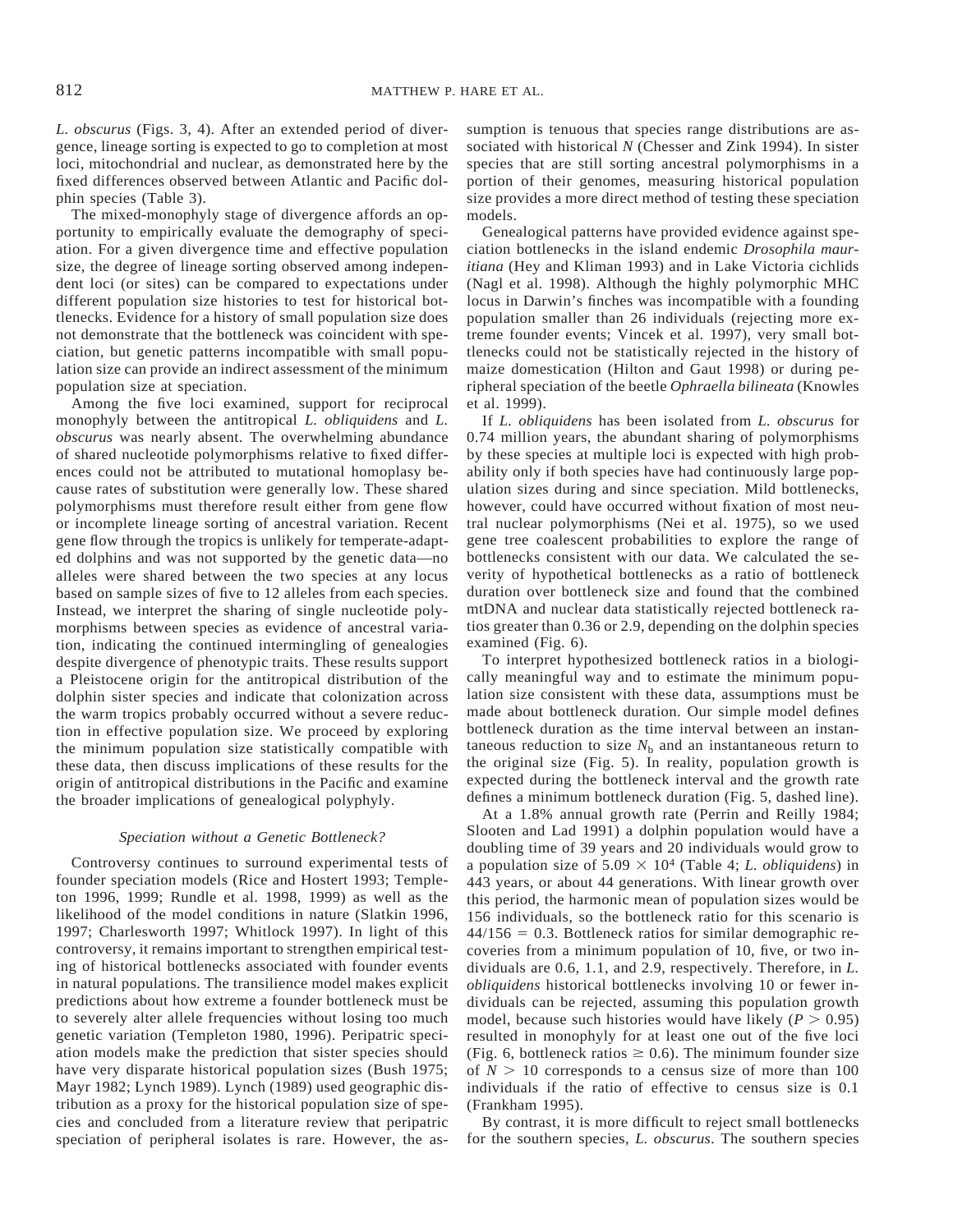*L. obscurus* (Figs. 3, 4). After an extended period of divergence, lineage sorting is expected to go to completion at most loci, mitochondrial and nuclear, as demonstrated here by the fixed differences observed between Atlantic and Pacific dolphin species (Table 3).

The mixed-monophyly stage of divergence affords an opportunity to empirically evaluate the demography of speciation. For a given divergence time and effective population size, the degree of lineage sorting observed among independent loci (or sites) can be compared to expectations under different population size histories to test for historical bottlenecks. Evidence for a history of small population size does not demonstrate that the bottleneck was coincident with speciation, but genetic patterns incompatible with small population size can provide an indirect assessment of the minimum population size at speciation.

Among the five loci examined, support for reciprocal monophyly between the antitropical *L. obliquidens* and *L. obscurus* was nearly absent. The overwhelming abundance of shared nucleotide polymorphisms relative to fixed differences could not be attributed to mutational homoplasy because rates of substitution were generally low. These shared polymorphisms must therefore result either from gene flow or incomplete lineage sorting of ancestral variation. Recent gene flow through the tropics is unlikely for temperate-adapted dolphins and was not supported by the genetic data—no alleles were shared between the two species at any locus based on sample sizes of five to 12 alleles from each species. Instead, we interpret the sharing of single nucleotide polymorphisms between species as evidence of ancestral variation, indicating the continued intermingling of genealogies despite divergence of phenotypic traits. These results support a Pleistocene origin for the antitropical distribution of the dolphin sister species and indicate that colonization across the warm tropics probably occurred without a severe reduction in effective population size. We proceed by exploring the minimum population size statistically compatible with these data, then discuss implications of these results for the origin of antitropical distributions in the Pacific and examine the broader implications of genealogical polyphyly.

### *Speciation without a Genetic Bottleneck?*

Controversy continues to surround experimental tests of founder speciation models (Rice and Hostert 1993; Templeton 1996, 1999; Rundle et al. 1998, 1999) as well as the likelihood of the model conditions in nature (Slatkin 1996, 1997; Charlesworth 1997; Whitlock 1997). In light of this controversy, it remains important to strengthen empirical testing of historical bottlenecks associated with founder events in natural populations. The transilience model makes explicit predictions about how extreme a founder bottleneck must be to severely alter allele frequencies without losing too much genetic variation (Templeton 1980, 1996). Peripatric speciation models make the prediction that sister species should have very disparate historical population sizes (Bush 1975; Mayr 1982; Lynch 1989). Lynch (1989) used geographic distribution as a proxy for the historical population size of species and concluded from a literature review that peripatric speciation of peripheral isolates is rare. However, the assumption is tenuous that species range distributions are associated with historical $N$ (Chesser and Zink 1994). In sister species that are still sorting ancestral polymorphisms in a portion of their genomes, measuring historical population size provides a more direct method of testing these speciation models.

Genealogical patterns have provided evidence against speciation bottlenecks in the island endemic *Drosophila mauritiana* (Hey and Kliman 1993) and in Lake Victoria cichlids (Nagl et al. 1998). Although the highly polymorphic MHC locus in Darwin's finches was incompatible with a founding population smaller than 26 individuals (rejecting more extreme founder events; Vincek et al. 1997), very small bottlenecks could not be statistically rejected in the history of maize domestication (Hilton and Gaut 1998) or during peripheral speciation of the beetle *Ophraella bilineata* (Knowles et al. 1999).

If *L. obliquidens* has been isolated from *L. obscurus* for 0.74 million years, the abundant sharing of polymorphisms by these species at multiple loci is expected with high probability only if both species have had continuously large population sizes during and since speciation. Mild bottlenecks, however, could have occurred without fixation of most neutral nuclear polymorphisms (Nei et al. 1975), so we used gene tree coalescent probabilities to explore the range of bottlenecks consistent with our data. We calculated the severity of hypothetical bottlenecks as a ratio of bottleneck duration over bottleneck size and found that the combined mtDNA and nuclear data statistically rejected bottleneck ratios greater than 0.36 or 2.9, depending on the dolphin species examined (Fig. 6).

To interpret hypothesized bottleneck ratios in a biologically meaningful way and to estimate the minimum population size consistent with these data, assumptions must be made about bottleneck duration. Our simple model defines bottleneck duration as the time interval between an instantaneous reduction to size $N_b$ and an instantaneous return to the original size (Fig. 5). In reality, population growth is expected during the bottleneck interval and the growth rate defines a minimum bottleneck duration (Fig. 5, dashed line).

At a 1.8% annual growth rate (Perrin and Reilly 1984; Slooten and Lad 1991) a dolphin population would have a doubling time of 39 years and 20 individuals would grow to a population size of $5.09 \times 10^4$ (Table 4; *L. obliquidens*) in 443 years, or about 44 generations. With linear growth over this period, the harmonic mean of population sizes would be 156 individuals, so the bottleneck ratio for this scenario is $44/156 = 0.3$. Bottleneck ratios for similar demographic recoveries from a minimum population of 10, five, or two individuals are 0.6, 1.1, and 2.9, respectively. Therefore, in *L. obliquidens* historical bottlenecks involving 10 or fewer individuals can be rejected, assuming this population growth model, because such histories would have likely ($P > 0.95$) resulted in monophyly for at least one out of the five loci (Fig. 6, bottleneck ratios $\geq 0.6$). The minimum founder size of $N > 10$ corresponds to a census size of more than 100 individuals if the ratio of effective to census size is 0.1 (Frankham 1995).

By contrast, it is more difficult to reject small bottlenecks for the southern species, *L. obscurus*. The southern species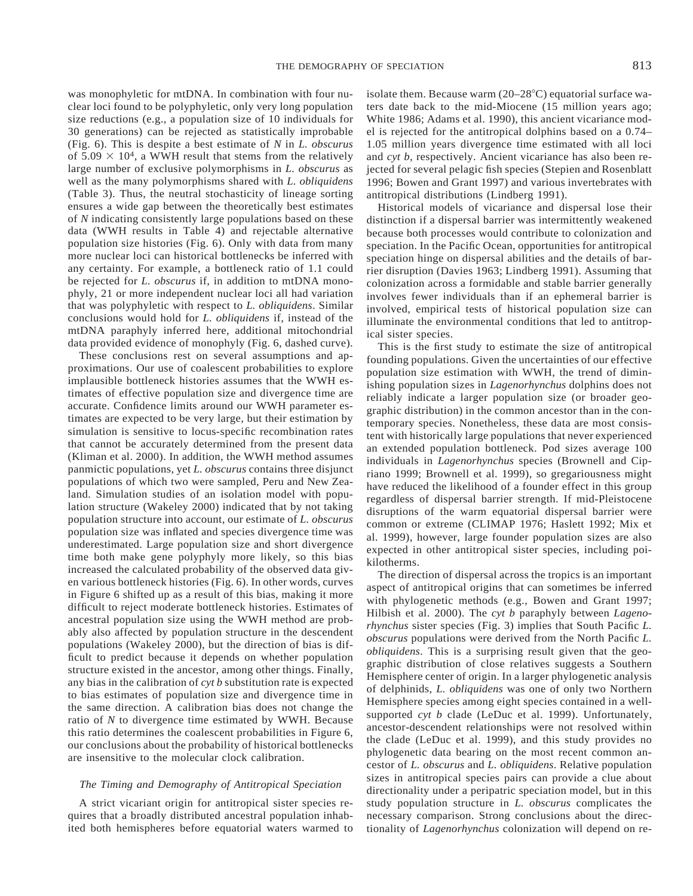was monophyletic for mtDNA. In combination with four nuclear loci found to be polyphyletic, only very long population size reductions (e.g., a population size of 10 individuals for 30 generations) can be rejected as statistically improbable (Fig. 6). This is despite a best estimate of $N$ in *L. obscurus* of $5.09 \times 10^4$, a WWH result that stems from the relatively large number of exclusive polymorphisms in *L. obscurus* as well as the many polymorphisms shared with *L. obliquidens* (Table 3). Thus, the neutral stochasticity of lineage sorting ensures a wide gap between the theoretically best estimates of $N$ indicating consistently large populations based on these data (WWH results in Table 4) and rejectable alternative population size histories (Fig. 6). Only with data from many more nuclear loci can historical bottlenecks be inferred with any certainty. For example, a bottleneck ratio of 1.1 could be rejected for *L. obscurus* if, in addition to mtDNA monophyly, 21 or more independent nuclear loci all had variation that was polyphyletic with respect to *L. obliquidens*. Similar conclusions would hold for *L. obliquidens* if, instead of the mtDNA paraphyly inferred here, additional mitochondrial data provided evidence of monophyly (Fig. 6, dashed curve).

These conclusions rest on several assumptions and approximations. Our use of coalescent probabilities to explore implausible bottleneck histories assumes that the WWH estimates of effective population size and divergence time are accurate. Confidence limits around our WWH parameter estimates are expected to be very large, but their estimation by simulation is sensitive to locus-specific recombination rates that cannot be accurately determined from the present data (Kliman et al. 2000). In addition, the WWH method assumes panmictic populations, yet *L. obscurus* contains three disjunct populations of which two were sampled, Peru and New Zealand. Simulation studies of an isolation model with population structure (Wakeley 2000) indicated that by not taking population structure into account, our estimate of *L. obscurus* population size was inflated and species divergence time was underestimated. Large population size and short divergence time both make gene polyphyly more likely, so this bias increased the calculated probability of the observed data given various bottleneck histories (Fig. 6). In other words, curves in Figure 6 shifted up as a result of this bias, making it more difficult to reject moderate bottleneck histories. Estimates of ancestral population size using the WWH method are probably also affected by population structure in the descendent populations (Wakeley 2000), but the direction of bias is difficult to predict because it depends on whether population structure existed in the ancestor, among other things. Finally, any bias in the calibration of *cyt b* substitution rate is expected to bias estimates of population size and divergence time in the same direction. A calibration bias does not change the ratio of $N$ to divergence time estimated by WWH. Because this ratio determines the coalescent probabilities in Figure 6, our conclusions about the probability of historical bottlenecks are insensitive to the molecular clock calibration.

### *The Timing and Demography of Antitropical Speciation*

A strict vicariant origin for antitropical sister species requires that a broadly distributed ancestral population inhabited both hemispheres before equatorial waters warmed to isolate them. Because warm (20–28°C) equatorial surface waters date back to the mid-Miocene (15 million years ago; White 1986; Adams et al. 1990), this ancient vicariance model is rejected for the antitropical dolphins based on a 0.74–1.05 million years divergence time estimated with all loci and *cyt b*, respectively. Ancient vicariance has also been rejected for several pelagic fish species (Stepien and Rosenblatt 1996; Bowen and Grant 1997) and various invertebrates with antitropical distributions (Lindberg 1991).

Historical models of vicariance and dispersal lose their distinction if a dispersal barrier was intermittently weakened because both processes would contribute to colonization and speciation. In the Pacific Ocean, opportunities for antitropical speciation hinge on dispersal abilities and the details of barrier disruption (Davies 1963; Lindberg 1991). Assuming that colonization across a formidable and stable barrier generally involves fewer individuals than if an ephemeral barrier is involved, empirical tests of historical population size can illuminate the environmental conditions that led to antitropical sister species.

This is the first study to estimate the size of antitropical founding populations. Given the uncertainties of our effective population size estimation with WWH, the trend of diminishing population sizes in *Lagenorhynchus* dolphins does not reliably indicate a larger population size (or broader geographic distribution) in the common ancestor than in the contemporary species. Nonetheless, these data are most consistent with historically large populations that never experienced an extended population bottleneck. Pod sizes average 100 individuals in *Lagenorhynchus* species (Brownell and Cipriano 1999; Brownell et al. 1999), so gregariousness might have reduced the likelihood of a founder effect in this group regardless of dispersal barrier strength. If mid-Pleistocene disruptions of the warm equatorial dispersal barrier were common or extreme (CLIMAP 1976; Haslett 1992; Mix et al. 1999), however, large founder population sizes are also expected in other antitropical sister species, including poikilotherms.

The direction of dispersal across the tropics is an important aspect of antitropical origins that can sometimes be inferred with phylogenetic methods (e.g., Bowen and Grant 1997; Hilbish et al. 2000). The *cyt b* paraphyly between *Lagenorhynchus* sister species (Fig. 3) implies that South Pacific *L. obscurus* populations were derived from the North Pacific *L. obliquidens*. This is a surprising result given that the geographic distribution of close relatives suggests a Southern Hemisphere center of origin. In a larger phylogenetic analysis of delphinids, *L. obliquidens* was one of only two Northern Hemisphere species among eight species contained in a well-supported *cyt b* clade (LeDuc et al. 1999). Unfortunately, ancestor-descendent relationships were not resolved within the clade (LeDuc et al. 1999), and this study provides no phylogenetic data bearing on the most recent common ancestor of *L. obscurus* and *L. obliquidens*. Relative population sizes in antitropical species pairs can provide a clue about directionality under a peripatric speciation model, but in this study population structure in *L. obscurus* complicates the necessary comparison. Strong conclusions about the directionality of *Lagenorhynchus* colonization will depend on re-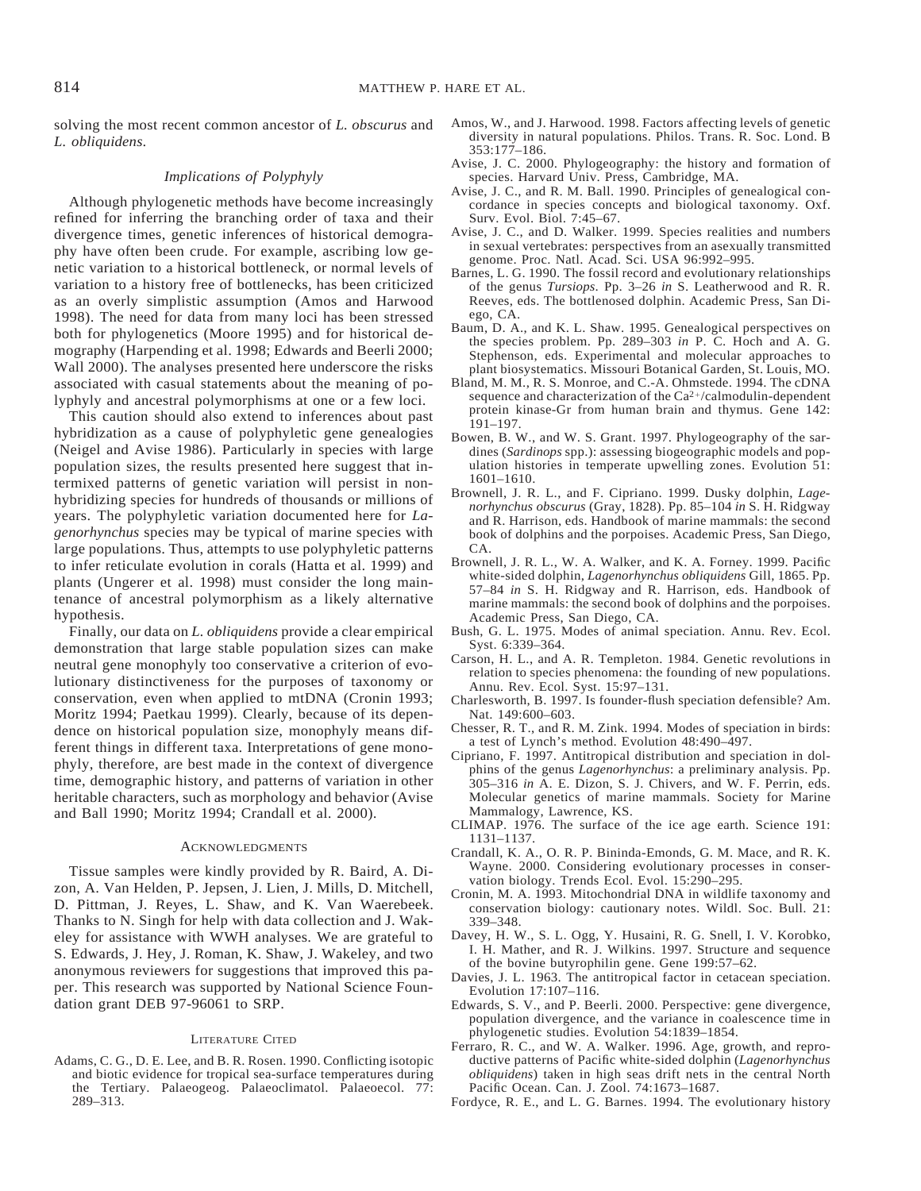solving the most recent common ancestor of *L. obscurus* and *L. obliquidens*.

### *Implications of Polyphyly*

Although phylogenetic methods have become increasingly refined for inferring the branching order of taxa and their divergence times, genetic inferences of historical demography have often been crude. For example, ascribing low genetic variation to a historical bottleneck, or normal levels of variation to a history free of bottlenecks, has been criticized as an overly simplistic assumption (Amos and Harwood 1998). The need for data from many loci has been stressed both for phylogenetics (Moore 1995) and for historical demography (Harpending et al. 1998; Edwards and Beerli 2000; Wall 2000). The analyses presented here underscore the risks associated with casual statements about the meaning of polyphyly and ancestral polymorphisms at one or a few loci.

This caution should also extend to inferences about past hybridization as a cause of polyphyletic gene genealogies (Neigel and Avise 1986). Particularly in species with large population sizes, the results presented here suggest that intermixed patterns of genetic variation will persist in nonhybridizing species for hundreds of thousands or millions of years. The polyphyletic variation documented here for *Lagenorhynchus* species may be typical of marine species with large populations. Thus, attempts to use polyphyletic patterns to infer reticulate evolution in corals (Hatta et al. 1999) and plants (Ungerer et al. 1998) must consider the long maintenance of ancestral polymorphism as a likely alternative hypothesis.

Finally, our data on *L. obliquidens* provide a clear empirical demonstration that large stable population sizes can make neutral gene monophyly too conservative a criterion of evolutionary distinctiveness for the purposes of taxonomy or conservation, even when applied to mtDNA (Cronin 1993; Moritz 1994; Paetkau 1999). Clearly, because of its dependence on historical population size, monophyly means different things in different taxa. Interpretations of gene monophyly, therefore, are best made in the context of divergence time, demographic history, and patterns of variation in other heritable characters, such as morphology and behavior (Avise and Ball 1990; Moritz 1994; Crandall et al. 2000).

## Acknowledgments

Tissue samples were kindly provided by R. Baird, A. Dizon, A. Van Helden, P. Jepsen, J. Lien, J. Mills, D. Mitchell, D. Pittman, J. Reyes, L. Shaw, and K. Van Waerebeek. Thanks to N. Singh for help with data collection and J. Wakeley for assistance with WWH analyses. We are grateful to S. Edwards, J. Hey, J. Roman, K. Shaw, J. Wakeley, and two anonymous reviewers for suggestions that improved this paper. This research was supported by National Science Foundation grant DEB 97-96061 to SRP.

## Literature Cited

Adams, C. G., D. E. Lee, and B. R. Rosen. 1990. Conflicting isotopic and biotic evidence for tropical sea-surface temperatures during the Tertiary. Palaeogeog. Palaeoclimatol. Palaeoecol. 77: 289–313.

Amos, W., and J. Harwood. 1998. Factors affecting levels of genetic diversity in natural populations. Philos. Trans. R. Soc. Lond. B 353:177–186.

Avise, J. C. 2000. Phylogeography: the history and formation of species. Harvard Univ. Press, Cambridge, MA.

Avise, J. C., and R. M. Ball. 1990. Principles of genealogical concordance in species concepts and biological taxonomy. Oxf. Surv. Evol. Biol. 7:45–67.

Avise, J. C., and D. Walker. 1999. Species realities and numbers in sexual vertebrates: perspectives from an asexually transmitted genome. Proc. Natl. Acad. Sci. USA 96:992–995.

Barnes, L. G. 1990. The fossil record and evolutionary relationships of the genus *Tursiops*. Pp. 3–26 *in* S. Leatherwood and R. R. Reeves, eds. The bottlenosed dolphin. Academic Press, San Diego, CA.

Baum, D. A., and K. L. Shaw. 1995. Genealogical perspectives on the species problem. Pp. 289–303 *in* P. C. Hoch and A. G. Stephenson, eds. Experimental and molecular approaches to plant biosystematics. Missouri Botanical Garden, St. Louis, MO.

Bland, M. M., R. S. Monroe, and C.-A. Ohmstede. 1994. The cDNA sequence and characterization of the $Ca^{2+}$/calmodulin-dependent protein kinase-Gr from human brain and thymus. Gene 142: 191–197.

Bowen, B. W., and W. S. Grant. 1997. Phylogeography of the sardines (*Sardinops* spp.): assessing biogeographic models and population histories in temperate upwelling zones. Evolution 51: 1601–1610.

Brownell, J. R. L., and F. Cipriano. 1999. Dusky dolphin, *Lagenorhynchus obscurus* (Gray, 1828). Pp. 85–104 *in* S. H. Ridgway and R. Harrison, eds. Handbook of marine mammals: the second book of dolphins and the porpoises. Academic Press, San Diego, CA.

Brownell, J. R. L., W. A. Walker, and K. A. Forney. 1999. Pacific white-sided dolphin, *Lagenorhynchus obliquidens* Gill, 1865. Pp. 57–84 *in* S. H. Ridgway and R. Harrison, eds. Handbook of marine mammals: the second book of dolphins and the porpoises. Academic Press, San Diego, CA.

Bush, G. L. 1975. Modes of animal speciation. Annu. Rev. Ecol. Syst. 6:339–364.

Carson, H. L., and A. R. Templeton. 1984. Genetic revolutions in relation to species phenomena: the founding of new populations. Annu. Rev. Ecol. Syst. 15:97–131.

Charlesworth, B. 1997. Is founder-flush speciation defensible? Am. Nat. 149:600–603.

Chesser, R. T., and R. M. Zink. 1994. Modes of speciation in birds: a test of Lynch's method. Evolution 48:490–497.

Cipriano, F. 1997. Antitropical distribution and speciation in dolphins of the genus *Lagenorhynchus*: a preliminary analysis. Pp. 305–316 *in* A. E. Dizon, S. J. Chivers, and W. F. Perrin, eds. Molecular genetics of marine mammals. Society for Marine Mammalogy, Lawrence, KS.

CLIMAP. 1976. The surface of the ice age earth. Science 191: 1131–1137.

Crandall, K. A., O. R. P. Bininda-Emonds, G. M. Mace, and R. K. Wayne. 2000. Considering evolutionary processes in conservation biology. Trends Ecol. Evol. 15:290–295.

Cronin, M. A. 1993. Mitochondrial DNA in wildlife taxonomy and conservation biology: cautionary notes. Wildl. Soc. Bull. 21: 339–348.

Davey, H. W., S. L. Ogg, Y. Husaini, R. G. Snell, I. V. Korobko, I. H. Mather, and R. J. Wilkins. 1997. Structure and sequence of the bovine butyrophilin gene. Gene 199:57–62.

Davies, J. L. 1963. The antitropical factor in cetacean speciation. Evolution 17:107–116.

Edwards, S. V., and P. Beerli. 2000. Perspective: gene divergence, population divergence, and the variance in coalescence time in phylogenetic studies. Evolution 54:1839–1854.

Ferraro, R. C., and W. A. Walker. 1996. Age, growth, and reproductive patterns of Pacific white-sided dolphin (*Lagenorhynchus obliquidens*) taken in high seas drift nets in the central North Pacific Ocean. Can. J. Zool. 74:1673–1687.

Fordyce, R. E., and L. G. Barnes. 1994. The evolutionary history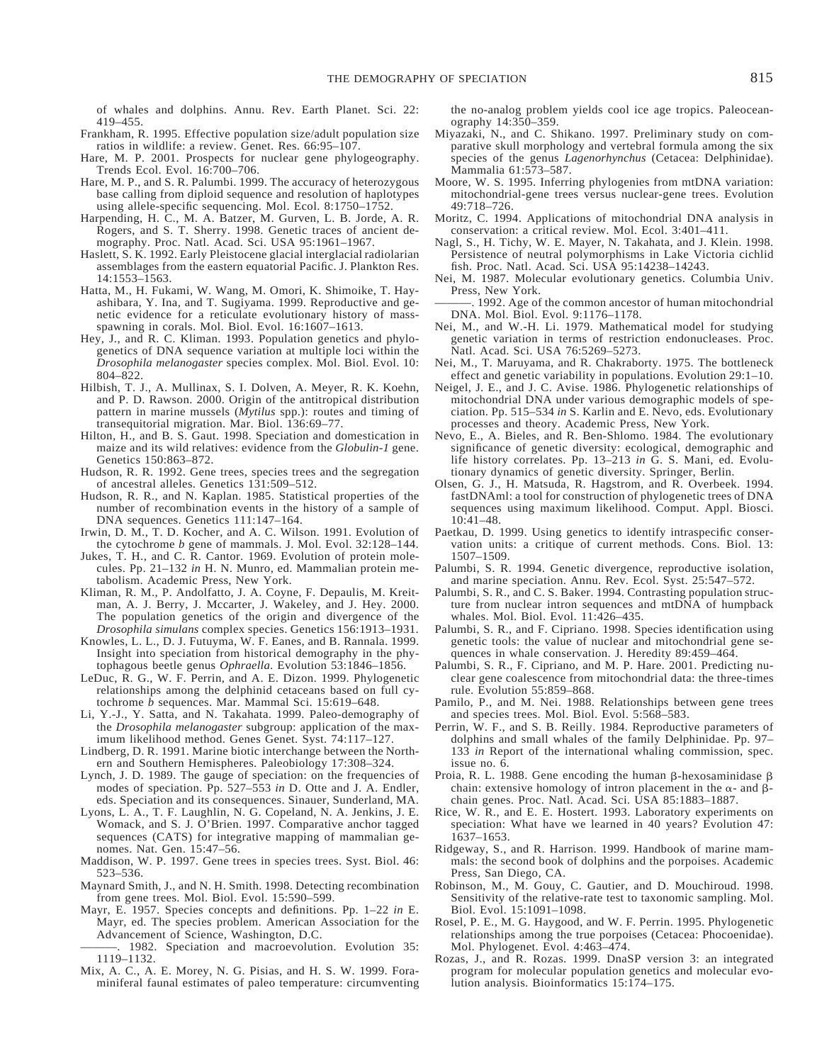of whales and dolphins. Annu. Rev. Earth Planet. Sci. 22: 419–455.

Frankham, R. 1995. Effective population size/adult population size ratios in wildlife: a review. Genet. Res. 66:95–107.

Hare, M. P. 2001. Prospects for nuclear gene phylogeography. Trends Ecol. Evol. 16:700–706.

Hare, M. P., and S. R. Palumbi. 1999. The accuracy of heterozygous base calling from diploid sequence and resolution of haplotypes using allele-specific sequencing. Mol. Ecol. 8:1750–1752.

Harpending, H. C., M. A. Batzer, M. Gurven, L. B. Jorde, A. R. Rogers, and S. T. Sherry. 1998. Genetic traces of ancient demography. Proc. Natl. Acad. Sci. USA 95:1961–1967.

Haslett, S. K. 1992. Early Pleistocene glacial interglacial radiolarian assemblages from the eastern equatorial Pacific. J. Plankton Res. 14:1553–1563.

Hatta, M., H. Fukami, W. Wang, M. Omori, K. Shimoike, T. Hayashibara, Y. Ina, and T. Sugiyama. 1999. Reproductive and genetic evidence for a reticulate evolutionary history of mass-spawning in corals. Mol. Biol. Evol. 16:1607–1613.

Hey, J., and R. C. Kliman. 1993. Population genetics and phylogenetics of DNA sequence variation at multiple loci within the *Drosophila melanogaster* species complex. Mol. Biol. Evol. 10: 804–822.

Hilbish, T. J., A. Mullinax, S. I. Dolven, A. Meyer, R. K. Koehn, and P. D. Rawson. 2000. Origin of the antitropical distribution pattern in marine mussels (*Mytilus* spp.): routes and timing of transequitorial migration. Mar. Biol. 136:69–77.

Hilton, H., and B. S. Gaut. 1998. Speciation and domestication in maize and its wild relatives: evidence from the *Globulin-1* gene. Genetics 150:863–872.

Hudson, R. R. 1992. Gene trees, species trees and the segregation of ancestral alleles. Genetics 131:509–512.

Hudson, R. R., and N. Kaplan. 1985. Statistical properties of the number of recombination events in the history of a sample of DNA sequences. Genetics 111:147–164.

Irwin, D. M., T. D. Kocher, and A. C. Wilson. 1991. Evolution of the cytochrome *b* gene of mammals. J. Mol. Evol. 32:128–144.

Jukes, T. H., and C. R. Cantor. 1969. Evolution of protein molecules. Pp. 21–132 *in* H. N. Munro, ed. Mammalian protein metabolism. Academic Press, New York.

Kliman, R. M., P. Andolfatto, J. A. Coyne, F. Depaulis, M. Kreitman, A. J. Berry, J. Mccarter, J. Wakeley, and J. Hey. 2000. The population genetics of the origin and divergence of the *Drosophila simulans* complex species. Genetics 156:1913–1931.

Knowles, L. L., D. J. Futuyma, W. F. Eanes, and B. Rannala. 1999. Insight into speciation from historical demography in the phytophagous beetle genus *Ophraella.* Evolution 53:1846–1856.

LeDuc, R. G., W. F. Perrin, and A. E. Dizon. 1999. Phylogenetic relationships among the delphinid cetaceans based on full cytochrome *b* sequences. Mar. Mammal Sci. 15:619–648.

Li, Y.-J., Y. Satta, and N. Takahata. 1999. Paleo-demography of the *Drosophila melanogaster* subgroup: application of the maximum likelihood method. Genes Genet. Syst. 74:117–127.

Lindberg, D. R. 1991. Marine biotic interchange between the Northern and Southern Hemispheres. Paleobiology 17:308–324.

Lynch, J. D. 1989. The gauge of speciation: on the frequencies of modes of speciation. Pp. 527–553 *in* D. Otte and J. A. Endler, eds. Speciation and its consequences. Sinauer, Sunderland, MA.

Lyons, L. A., T. F. Laughlin, N. G. Copeland, N. A. Jenkins, J. E. Womack, and S. J. O'Brien. 1997. Comparative anchor tagged sequences (CATS) for integrative mapping of mammalian genomes. Nat. Gen. 15:47–56.

Maddison, W. P. 1997. Gene trees in species trees. Syst. Biol. 46: 523–536.

Maynard Smith, J., and N. H. Smith. 1998. Detecting recombination from gene trees. Mol. Biol. Evol. 15:590–599.

Mayr, E. 1957. Species concepts and definitions. Pp. 1–22 *in* E. Mayr, ed. The species problem. American Association for the Advancement of Science, Washington, D.C.

———. 1982. Speciation and macroevolution. Evolution 35: 1119–1132.

Mix, A. C., A. E. Morey, N. G. Pisias, and H. S. W. 1999. Foraminiferal faunal estimates of paleo temperature: circumventing the no-analog problem yields cool ice age tropics. Paleoceanography 14:350–359.

Miyazaki, N., and C. Shikano. 1997. Preliminary study on comparative skull morphology and vertebral formula among the six species of the genus *Lagenorhynchus* (Cetacea: Delphinidae). Mammalia 61:573–587.

Moore, W. S. 1995. Inferring phylogenies from mtDNA variation: mitochondrial-gene trees versus nuclear-gene trees. Evolution 49:718–726.

Moritz, C. 1994. Applications of mitochondrial DNA analysis in conservation: a critical review. Mol. Ecol. 3:401–411.

Nagl, S., H. Tichy, W. E. Mayer, N. Takahata, and J. Klein. 1998. Persistence of neutral polymorphisms in Lake Victoria cichlid fish. Proc. Natl. Acad. Sci. USA 95:14238–14243.

Nei, M. 1987. Molecular evolutionary genetics. Columbia Univ. Press, New York.

———. 1992. Age of the common ancestor of human mitochondrial DNA. Mol. Biol. Evol. 9:1176–1178.

Nei, M., and W.-H. Li. 1979. Mathematical model for studying genetic variation in terms of restriction endonucleases. Proc. Natl. Acad. Sci. USA 76:5269–5273.

Nei, M., T. Maruyama, and R. Chakraborty. 1975. The bottleneck effect and genetic variability in populations. Evolution 29:1–10.

Neigel, J. E., and J. C. Avise. 1986. Phylogenetic relationships of mitochondrial DNA under various demographic models of speciation. Pp. 515–534 *in* S. Karlin and E. Nevo, eds. Evolutionary processes and theory. Academic Press, New York.

Nevo, E., A. Bieles, and R. Ben-Shlomo. 1984. The evolutionary significance of genetic diversity: ecological, demographic and life history correlates. Pp. 13–213 *in* G. S. Mani, ed. Evolutionary dynamics of genetic diversity. Springer, Berlin.

Olsen, G. J., H. Matsuda, R. Hagstrom, and R. Overbeek. 1994. fastDNAml: a tool for construction of phylogenetic trees of DNA sequences using maximum likelihood. Comput. Appl. Biosci. 10:41–48.

Paetkau, D. 1999. Using genetics to identify intraspecific conservation units: a critique of current methods. Cons. Biol. 13: 1507–1509.

Palumbi, S. R. 1994. Genetic divergence, reproductive isolation, and marine speciation. Annu. Rev. Ecol. Syst. 25:547–572.

Palumbi, S. R., and C. S. Baker. 1994. Contrasting population structure from nuclear intron sequences and mtDNA of humpback whales. Mol. Biol. Evol. 11:426–435.

Palumbi, S. R., and F. Cipriano. 1998. Species identification using genetic tools: the value of nuclear and mitochondrial gene sequences in whale conservation. J. Heredity 89:459–464.

Palumbi, S. R., F. Cipriano, and M. P. Hare. 2001. Predicting nuclear gene coalescence from mitochondrial data: the three-times rule. Evolution 55:859–868.

Pamilo, P., and M. Nei. 1988. Relationships between gene trees and species trees. Mol. Biol. Evol. 5:568–583.

Perrin, W. F., and S. B. Reilly. 1984. Reproductive parameters of dolphins and small whales of the family Delphinidae. Pp. 97–133 *in* Report of the international whaling commission, spec. issue no. 6.

Proia, R. L. 1988. Gene encoding the human β-hexosaminidase β chain: extensive homology of intron placement in the α- and β-chain genes. Proc. Natl. Acad. Sci. USA 85:1883–1887.

Rice, W. R., and E. E. Hostert. 1993. Laboratory experiments on speciation: What have we learned in 40 years? Evolution 47: 1637–1653.

Ridgeway, S., and R. Harrison. 1999. Handbook of marine mammals: the second book of dolphins and the porpoises. Academic Press, San Diego, CA.

Robinson, M., M. Gouy, C. Gautier, and D. Mouchiroud. 1998. Sensitivity of the relative-rate test to taxonomic sampling. Mol. Biol. Evol. 15:1091–1098.

Rosel, P. E., M. G. Haygood, and W. F. Perrin. 1995. Phylogenetic relationships among the true porpoises (Cetacea: Phocoenidae). Mol. Phylogenet. Evol. 4:463–474.

Rozas, J., and R. Rozas. 1999. DnaSP version 3: an integrated program for molecular population genetics and molecular evolution analysis. Bioinformatics 15:174–175.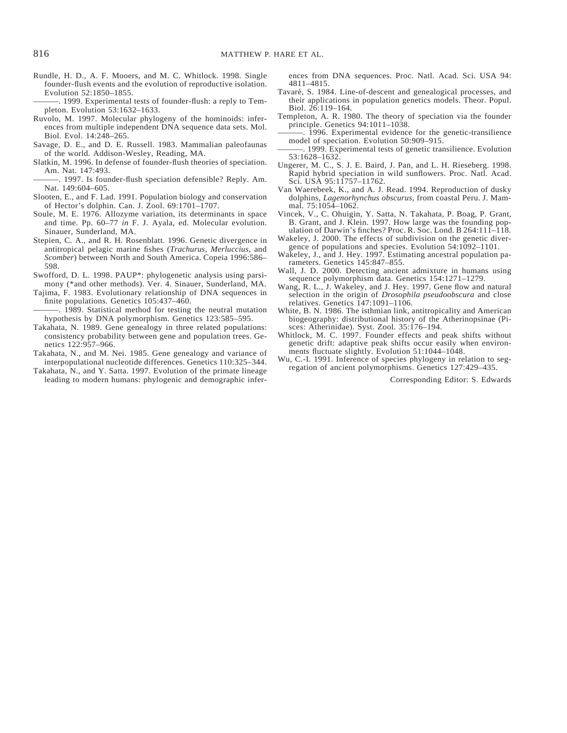Rundle, H. D., A. F. Mooers, and M. C. Whitlock. 1998. Single founder-flush events and the evolution of reproductive isolation. Evolution 52:1850–1855.

———. 1999. Experimental tests of founder-flush: a reply to Templeton. Evolution 53:1632–1633.

Ruvolo, M. 1997. Molecular phylogeny of the hominoids: inferences from multiple independent DNA sequence data sets. Mol. Biol. Evol. 14:248–265.

Savage, D. E., and D. E. Russell. 1983. Mammalian paleofaunas of the world. Addison-Wesley, Reading, MA.

Slatkin, M. 1996. In defense of founder-flush theories of speciation. Am. Nat. 147:493.

———. 1997. Is founder-flush speciation defensible? Reply. Am. Nat. 149:604–605.

Slooten, E., and F. Lad. 1991. Population biology and conservation of Hector's dolphin. Can. J. Zool. 69:1701–1707.

Soule, M. E. 1976. Allozyme variation, its determinants in space and time. Pp. 60–77 *in* F. J. Ayala, ed. Molecular evolution. Sinauer, Sunderland, MA.

Stepien, C. A., and R. H. Rosenblatt. 1996. Genetic divergence in antitropical pelagic marine fishes (*Trachurus*, *Merluccius*, and *Scomber*) between North and South America. Copeia 1996:586–598.

Swofford, D. L. 1998. PAUP*: phylogenetic analysis using parsimony (*and other methods). Ver. 4. Sinauer, Sunderland, MA.

Tajima, F. 1983. Evolutionary relationship of DNA sequences in finite populations. Genetics 105:437–460.

———. 1989. Statistical method for testing the neutral mutation hypothesis by DNA polymorphism. Genetics 123:585–595.

Takahata, N. 1989. Gene genealogy in three related populations: consistency probability between gene and population trees. Genetics 122:957–966.

Takahata, N., and M. Nei. 1985. Gene genealogy and variance of interpopulational nucleotide differences. Genetics 110:325–344.

Takahata, N., and Y. Satta. 1997. Evolution of the primate lineage leading to modern humans: phylogenic and demographic inferences from DNA sequences. Proc. Natl. Acad. Sci. USA 94: 4811–4815.

Tavaré, S. 1984. Line-of-descent and genealogical processes, and their applications in population genetics models. Theor. Popul. Biol. 26:119–164.

Templeton, A. R. 1980. The theory of speciation via the founder principle. Genetics 94:1011–1038.

———. 1996. Experimental evidence for the genetic-transilience model of speciation. Evolution 50:909–915.

———. 1999. Experimental tests of genetic transilience. Evolution 53:1628–1632.

Ungerer, M. C., S. J. E. Baird, J. Pan, and L. H. Rieseberg. 1998. Rapid hybrid speciation in wild sunflowers. Proc. Natl. Acad. Sci. USA 95:11757–11762.

Van Waerebeek, K., and A. J. Read. 1994. Reproduction of dusky dolphins, *Lagenorhynchus obscurus*, from coastal Peru. J. Mammal. 75:1054–1062.

Vincek, V., C. Ohuigin, Y. Satta, N. Takahata, P. Boag, P. Grant, B. Grant, and J. Klein. 1997. How large was the founding population of Darwin's finches? Proc. R. Soc. Lond. B 264:111–118.

Wakeley, J. 2000. The effects of subdivision on the genetic divergence of populations and species. Evolution 54:1092–1101.

Wakeley, J., and J. Hey. 1997. Estimating ancestral population parameters. Genetics 145:847–855.

Wall, J. D. 2000. Detecting ancient admixture in humans using sequence polymorphism data. Genetics 154:1271–1279.

Wang, R. L., J. Wakeley, and J. Hey. 1997. Gene flow and natural selection in the origin of *Drosophila pseudoobscura* and close relatives. Genetics 147:1091–1106.

White, B. N. 1986. The isthmian link, antitropicality and American biogeography: distributional history of the Atherinopsinae (Pisces: Atherinidae). Syst. Zool. 35:176–194.

Whitlock, M. C. 1997. Founder effects and peak shifts without genetic drift: adaptive peak shifts occur easily when environments fluctuate slightly. Evolution 51:1044–1048.

Wu, C.-I. 1991. Inference of species phylogeny in relation to segregation of ancient polymorphisms. Genetics 127:429–435.

Corresponding Editor: S. Edwards